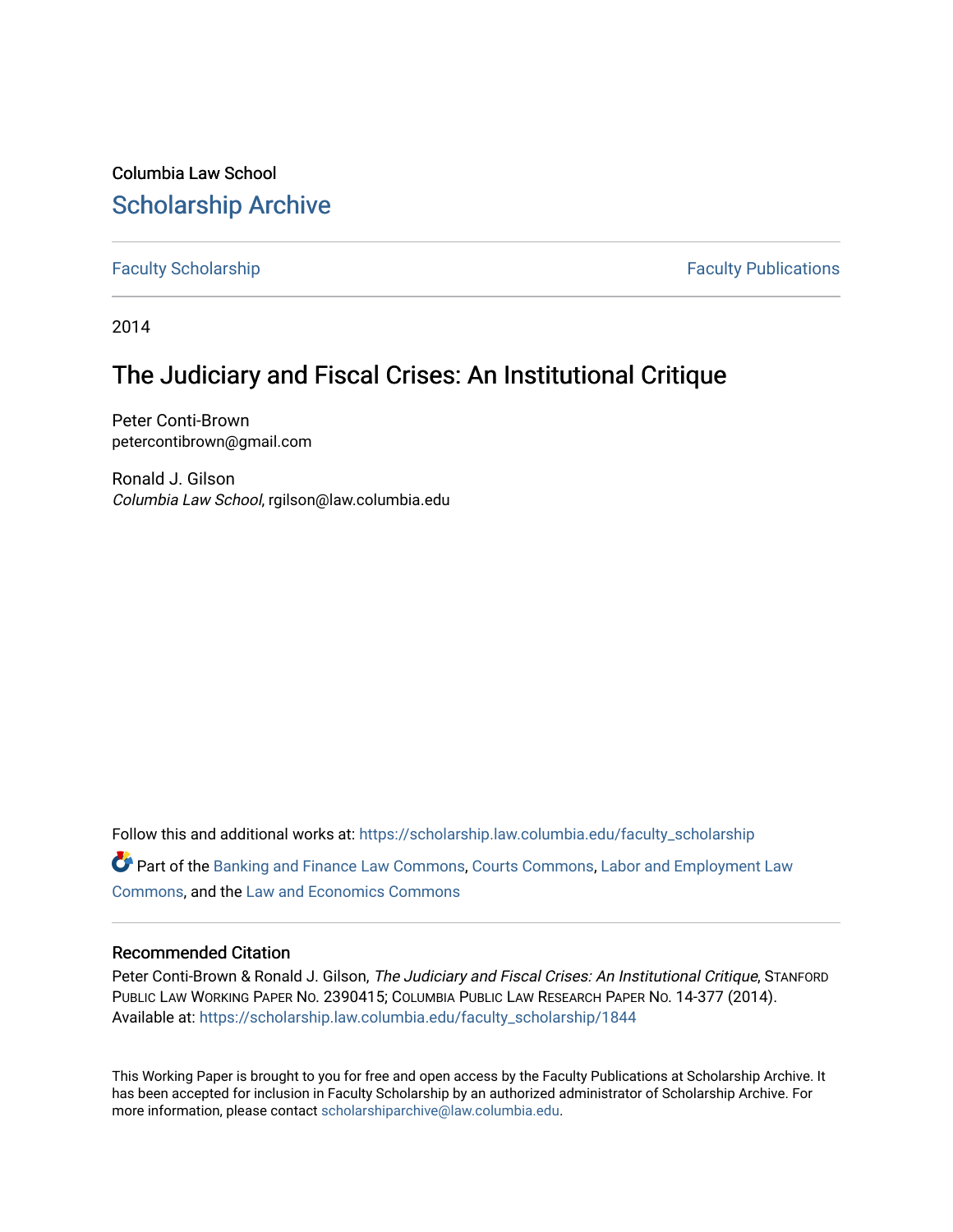Columbia Law School

# Scholarship Archive

Faculty Scholarship | Faculty Publications

2014

## The Judiciary and Fiscal Crises: An Institutional Critique

Peter Conti-Brown
petercontibrown@gmail.com

Ronald J. Gilson
*Columbia Law School*, rgilson@law.columbia.edu

Follow this and additional works at: https://scholarship.law.columbia.edu/faculty_scholarship

Part of the Banking and Finance Law Commons, Courts Commons, Labor and Employment Law Commons, and the Law and Economics Commons

### Recommended Citation

Peter Conti-Brown & Ronald J. Gilson, *The Judiciary and Fiscal Crises: An Institutional Critique*, Stanford Public Law Working Paper No. 2390415; Columbia Public Law Research Paper No. 14-377 (2014).
Available at: https://scholarship.law.columbia.edu/faculty_scholarship/1844

This Working Paper is brought to you for free and open access by the Faculty Publications at Scholarship Archive. It has been accepted for inclusion in Faculty Scholarship by an authorized administrator of Scholarship Archive. For more information, please contact scholarshiparchive@law.columbia.edu.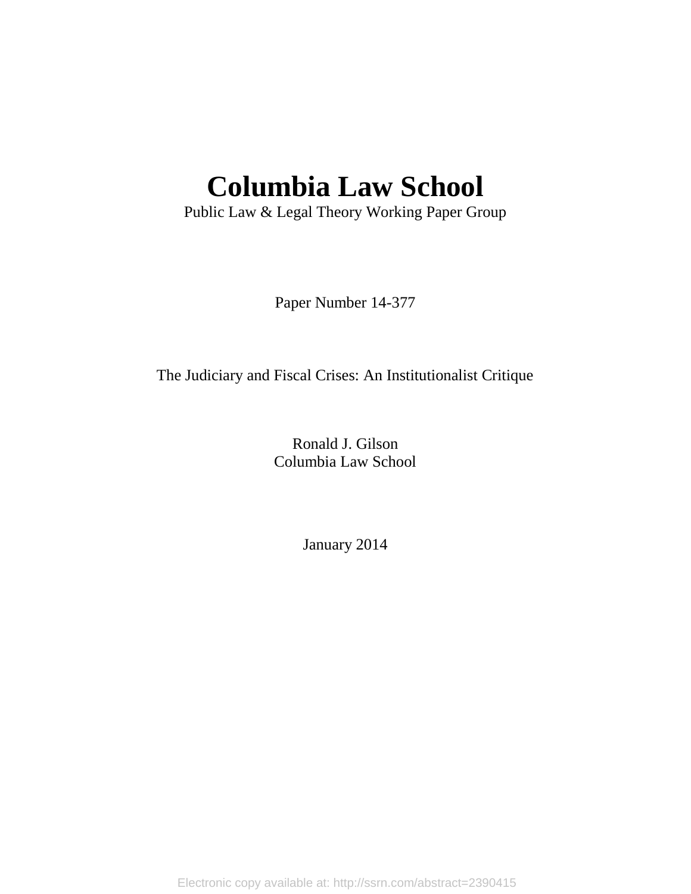# Columbia Law School

Public Law & Legal Theory Working Paper Group

Paper Number 14-377

The Judiciary and Fiscal Crises: An Institutionalist Critique

Ronald J. Gilson
Columbia Law School

January 2014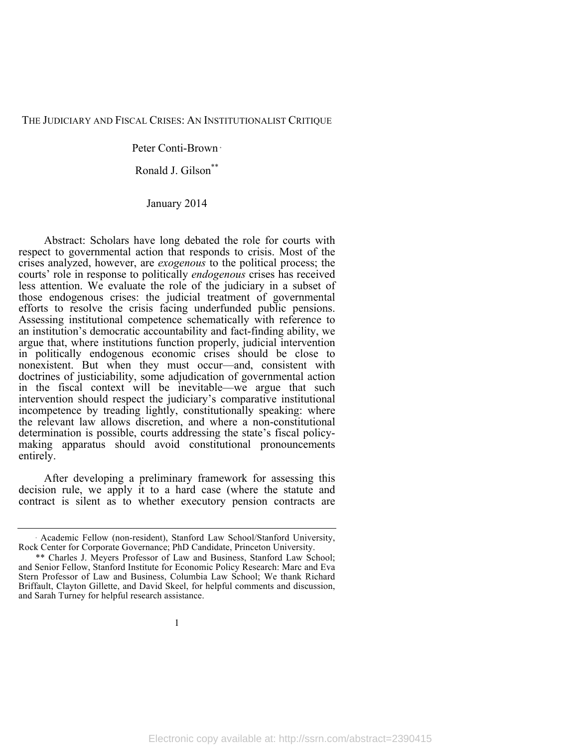THE JUDICIARY AND FISCAL CRISES: AN INSTITUTIONALIST CRITIQUE

Peter Conti-Brown[*]

Ronald J. Gilson[**]

January 2014

Abstract: Scholars have long debated the role for courts with respect to governmental action that responds to crisis. Most of the crises analyzed, however, are *exogenous* to the political process; the courts' role in response to politically *endogenous* crises has received less attention. We evaluate the role of the judiciary in a subset of those endogenous crises: the judicial treatment of governmental efforts to resolve the crisis facing underfunded public pensions. Assessing institutional competence schematically with reference to an institution's democratic accountability and fact-finding ability, we argue that, where institutions function properly, judicial intervention in politically endogenous economic crises should be close to nonexistent. But when they must occur—and, consistent with doctrines of justiciability, some adjudication of governmental action in the fiscal context will be inevitable—we argue that such intervention should respect the judiciary's comparative institutional incompetence by treading lightly, constitutionally speaking: where the relevant law allows discretion, and where a non-constitutional determination is possible, courts addressing the state's fiscal policy-making apparatus should avoid constitutional pronouncements entirely.

After developing a preliminary framework for assessing this decision rule, we apply it to a hard case (where the statute and contract is silent as to whether executory pension contracts are

---

[*] Academic Fellow (non-resident), Stanford Law School/Stanford University, Rock Center for Corporate Governance; PhD Candidate, Princeton University.

[**] Charles J. Meyers Professor of Law and Business, Stanford Law School; and Senior Fellow, Stanford Institute for Economic Policy Research: Marc and Eva Stern Professor of Law and Business, Columbia Law School; We thank Richard Briffault, Clayton Gillette, and David Skeel, for helpful comments and discussion, and Sarah Turney for helpful research assistance.

Electronic copy available at: http://ssrn.com/abstract=2390415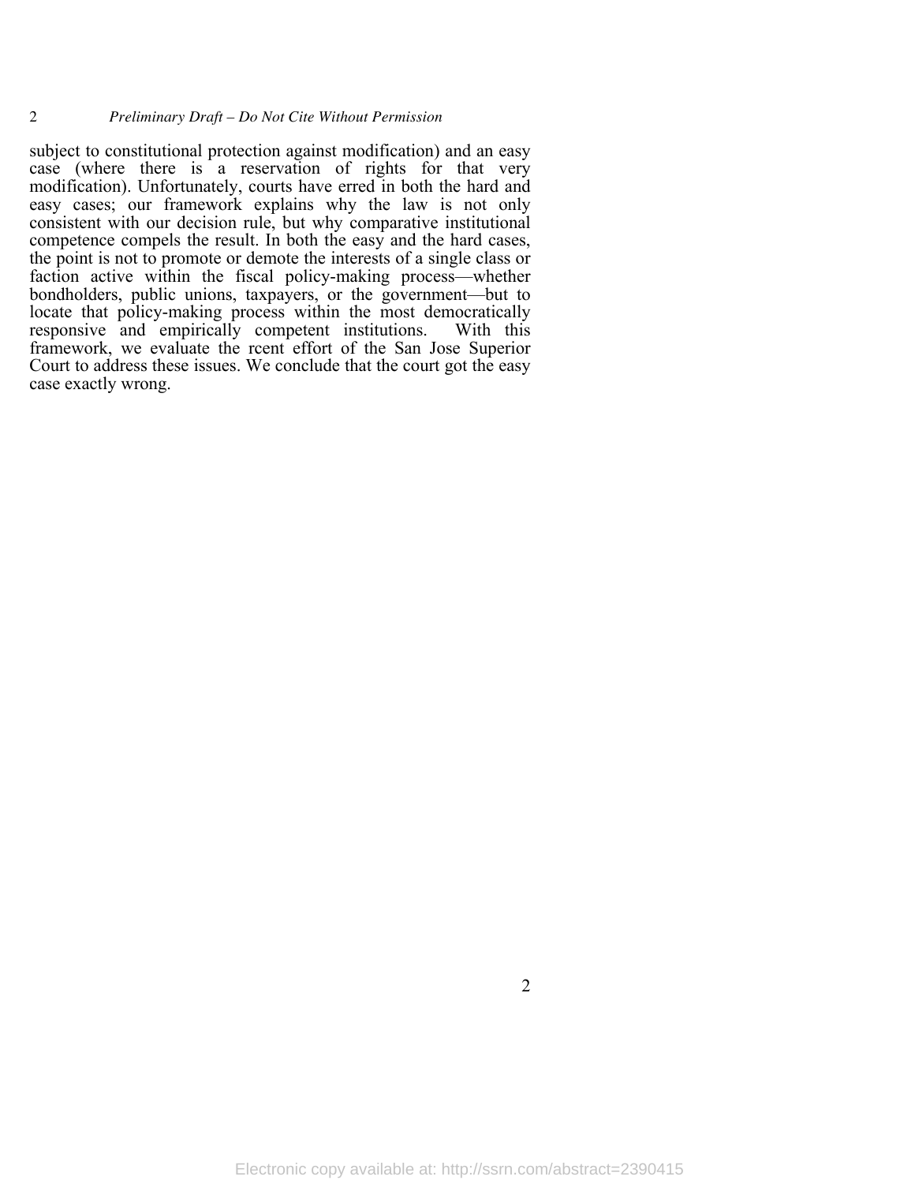subject to constitutional protection against modification) and an easy case (where there is a reservation of rights for that very modification). Unfortunately, courts have erred in both the hard and easy cases; our framework explains why the law is not only consistent with our decision rule, but why comparative institutional competence compels the result. In both the easy and the hard cases, the point is not to promote or demote the interests of a single class or faction active within the fiscal policy-making process—whether bondholders, public unions, taxpayers, or the government—but to locate that policy-making process within the most democratically responsive and empirically competent institutions. With this framework, we evaluate the rcent effort of the San Jose Superior Court to address these issues. We conclude that the court got the easy case exactly wrong.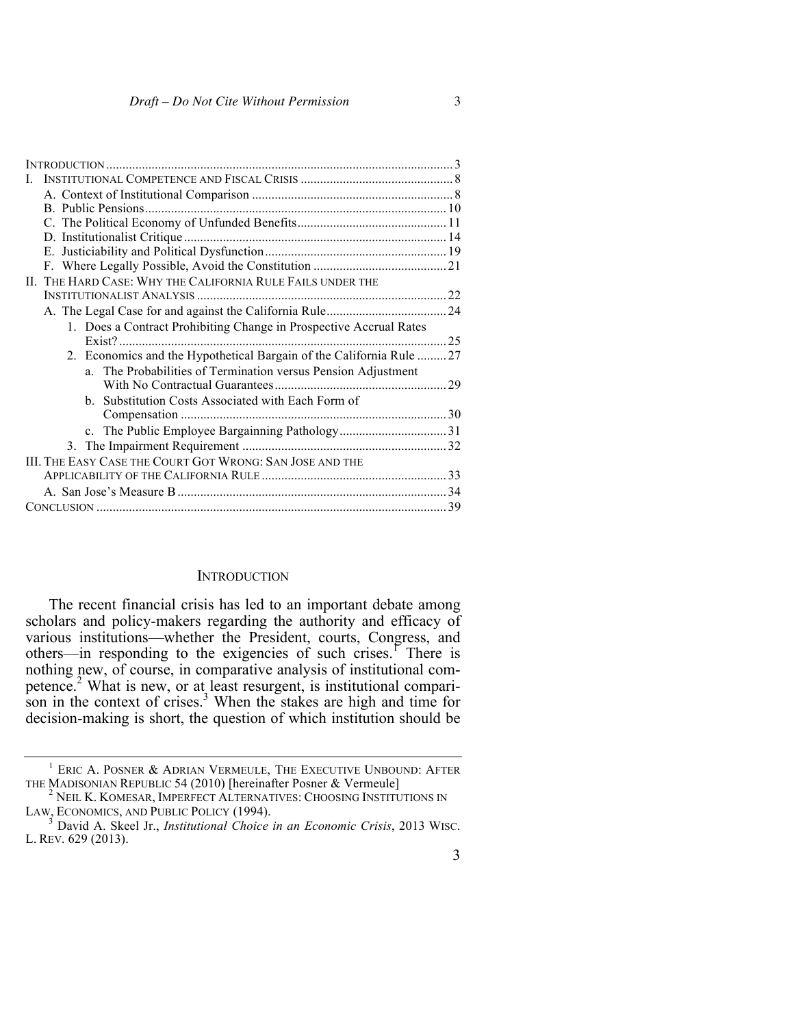| | |
|---|---|
| INTRODUCTION | 3 |
| I. INSTITUTIONAL COMPETENCE AND FISCAL CRISIS | 8 |
| A. Context of Institutional Comparison | 8 |
| B. Public Pensions | 10 |
| C. The Political Economy of Unfunded Benefits | 11 |
| D. Institutionalist Critique | 14 |
| E. Justiciability and Political Dysfunction | 19 |
| F. Where Legally Possible, Avoid the Constitution | 21 |
| II. THE HARD CASE: WHY THE CALIFORNIA RULE FAILS UNDER THE INSTITUTIONALIST ANALYSIS | 22 |
| A. The Legal Case for and against the California Rule | 24 |
| 1. Does a Contract Prohibiting Change in Prospective Accrual Rates Exist? | 25 |
| 2. Economics and the Hypothetical Bargain of the California Rule | 27 |
| a. The Probabilities of Termination versus Pension Adjustment With No Contractual Guarantees | 29 |
| b. Substitution Costs Associated with Each Form of Compensation | 30 |
| c. The Public Employee Bargainning Pathology | 31 |
| 3. The Impairment Requirement | 32 |
| III. THE EASY CASE THE COURT GOT WRONG: SAN JOSE AND THE APPLICABILITY OF THE CALIFORNIA RULE | 33 |
| A. San Jose's Measure B | 34 |
| CONCLUSION | 39 |

## INTRODUCTION

The recent financial crisis has led to an important debate among scholars and policy-makers regarding the authority and efficacy of various institutions—whether the President, courts, Congress, and others—in responding to the exigencies of such crises.[1] There is nothing new, of course, in comparative analysis of institutional competence.[2] What is new, or at least resurgent, is institutional comparison in the context of crises.[3] When the stakes are high and time for decision-making is short, the question of which institution should be

---

[1] ERIC A. POSNER & ADRIAN VERMEULE, THE EXECUTIVE UNBOUND: AFTER THE MADISONIAN REPUBLIC 54 (2010) [hereinafter Posner & Vermeule]

[2] NEIL K. KOMESAR, IMPERFECT ALTERNATIVES: CHOOSING INSTITUTIONS IN LAW, ECONOMICS, AND PUBLIC POLICY (1994).

[3] David A. Skeel Jr., *Institutional Choice in an Economic Crisis*, 2013 WISC. L. REV. 629 (2013).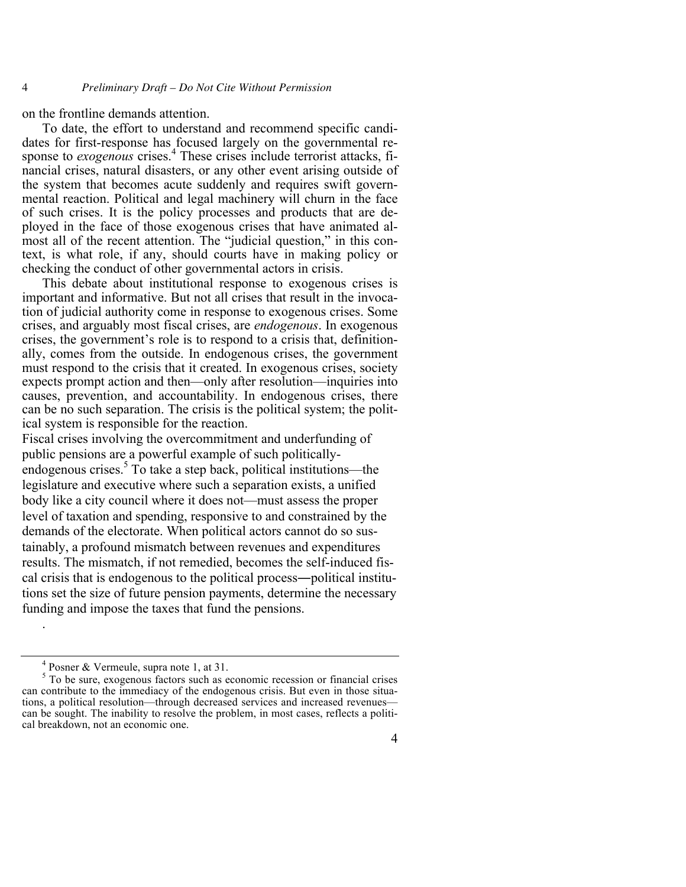on the frontline demands attention.

To date, the effort to understand and recommend specific candidates for first-response has focused largely on the governmental response to *exogenous* crises.[4] These crises include terrorist attacks, financial crises, natural disasters, or any other event arising outside of the system that becomes acute suddenly and requires swift governmental reaction. Political and legal machinery will churn in the face of such crises. It is the policy processes and products that are deployed in the face of those exogenous crises that have animated almost all of the recent attention. The "judicial question," in this context, is what role, if any, should courts have in making policy or checking the conduct of other governmental actors in crisis.

This debate about institutional response to exogenous crises is important and informative. But not all crises that result in the invocation of judicial authority come in response to exogenous crises. Some crises, and arguably most fiscal crises, are *endogenous*. In exogenous crises, the government's role is to respond to a crisis that, definitionally, comes from the outside. In endogenous crises, the government must respond to the crisis that it created. In exogenous crises, society expects prompt action and then—only after resolution—inquiries into causes, prevention, and accountability. In endogenous crises, there can be no such separation. The crisis is the political system; the political system is responsible for the reaction.

Fiscal crises involving the overcommitment and underfunding of public pensions are a powerful example of such politically-endogenous crises.[5] To take a step back, political institutions—the legislature and executive where such a separation exists, a unified body like a city council where it does not—must assess the proper level of taxation and spending, responsive to and constrained by the demands of the electorate. When political actors cannot do so sustainably, a profound mismatch between revenues and expenditures results. The mismatch, if not remedied, becomes the self-induced fiscal crisis that is endogenous to the political process―political institutions set the size of future pension payments, determine the necessary funding and impose the taxes that fund the pensions.

.

---

[4] Posner & Vermeule, supra note 1, at 31.

[5] To be sure, exogenous factors such as economic recession or financial crises can contribute to the immediacy of the endogenous crisis. But even in those situations, a political resolution—through decreased services and increased revenues—can be sought. The inability to resolve the problem, in most cases, reflects a political breakdown, not an economic one.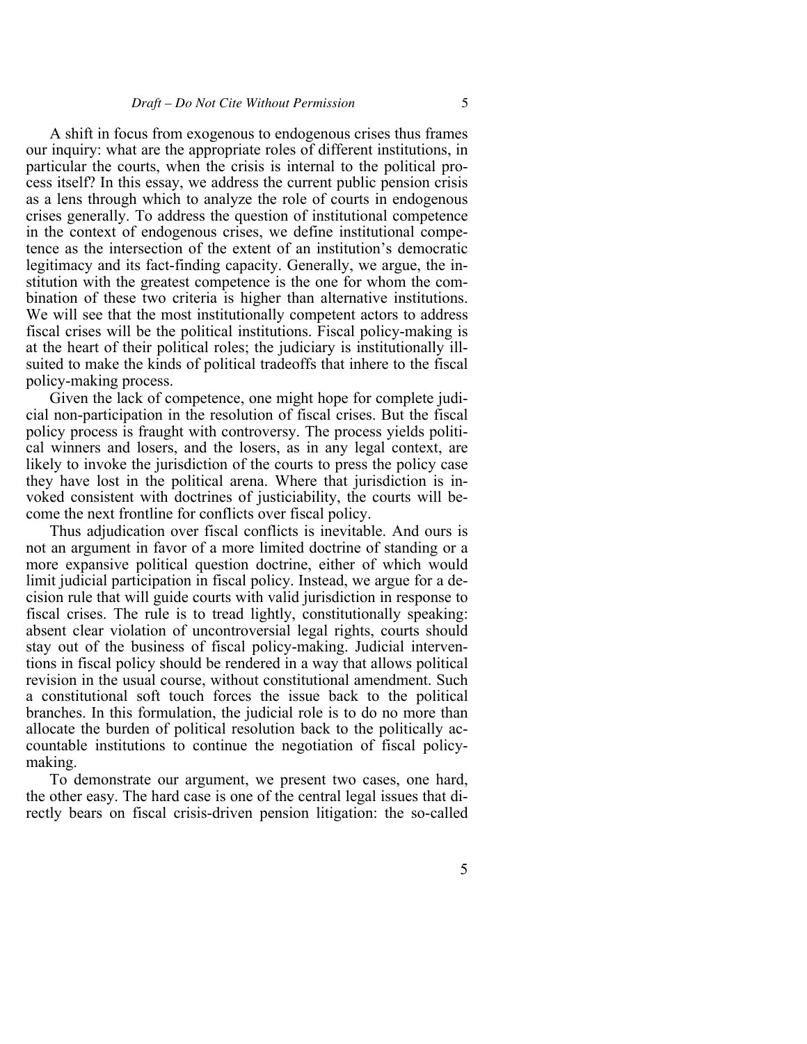A shift in focus from exogenous to endogenous crises thus frames our inquiry: what are the appropriate roles of different institutions, in particular the courts, when the crisis is internal to the political process itself? In this essay, we address the current public pension crisis as a lens through which to analyze the role of courts in endogenous crises generally. To address the question of institutional competence in the context of endogenous crises, we define institutional competence as the intersection of the extent of an institution's democratic legitimacy and its fact-finding capacity. Generally, we argue, the institution with the greatest competence is the one for whom the combination of these two criteria is higher than alternative institutions. We will see that the most institutionally competent actors to address fiscal crises will be the political institutions. Fiscal policy-making is at the heart of their political roles; the judiciary is institutionally ill-suited to make the kinds of political tradeoffs that inhere to the fiscal policy-making process.

Given the lack of competence, one might hope for complete judicial non-participation in the resolution of fiscal crises. But the fiscal policy process is fraught with controversy. The process yields political winners and losers, and the losers, as in any legal context, are likely to invoke the jurisdiction of the courts to press the policy case they have lost in the political arena. Where that jurisdiction is invoked consistent with doctrines of justiciability, the courts will become the next frontline for conflicts over fiscal policy.

Thus adjudication over fiscal conflicts is inevitable. And ours is not an argument in favor of a more limited doctrine of standing or a more expansive political question doctrine, either of which would limit judicial participation in fiscal policy. Instead, we argue for a decision rule that will guide courts with valid jurisdiction in response to fiscal crises. The rule is to tread lightly, constitutionally speaking: absent clear violation of uncontroversial legal rights, courts should stay out of the business of fiscal policy-making. Judicial interventions in fiscal policy should be rendered in a way that allows political revision in the usual course, without constitutional amendment. Such a constitutional soft touch forces the issue back to the political branches. In this formulation, the judicial role is to do no more than allocate the burden of political resolution back to the politically accountable institutions to continue the negotiation of fiscal policy-making.

To demonstrate our argument, we present two cases, one hard, the other easy. The hard case is one of the central legal issues that directly bears on fiscal crisis-driven pension litigation: the so-called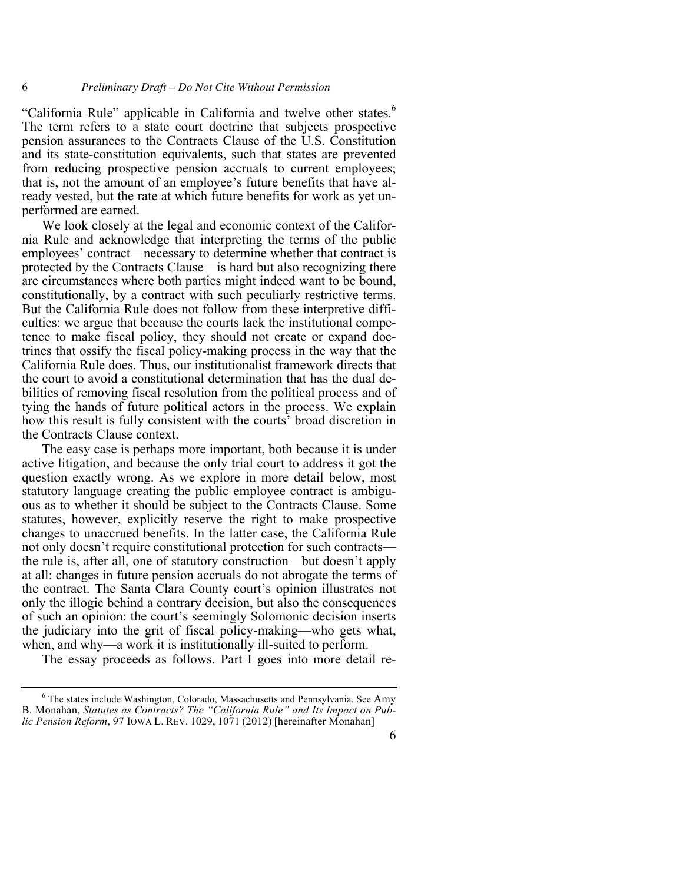"California Rule" applicable in California and twelve other states.[6] The term refers to a state court doctrine that subjects prospective pension assurances to the Contracts Clause of the U.S. Constitution and its state-constitution equivalents, such that states are prevented from reducing prospective pension accruals to current employees; that is, not the amount of an employee's future benefits that have already vested, but the rate at which future benefits for work as yet unperformed are earned.

We look closely at the legal and economic context of the California Rule and acknowledge that interpreting the terms of the public employees' contract—necessary to determine whether that contract is protected by the Contracts Clause—is hard but also recognizing there are circumstances where both parties might indeed want to be bound, constitutionally, by a contract with such peculiarly restrictive terms. But the California Rule does not follow from these interpretive difficulties: we argue that because the courts lack the institutional competence to make fiscal policy, they should not create or expand doctrines that ossify the fiscal policy-making process in the way that the California Rule does. Thus, our institutionalist framework directs that the court to avoid a constitutional determination that has the dual debilities of removing fiscal resolution from the political process and of tying the hands of future political actors in the process. We explain how this result is fully consistent with the courts' broad discretion in the Contracts Clause context.

The easy case is perhaps more important, both because it is under active litigation, and because the only trial court to address it got the question exactly wrong. As we explore in more detail below, most statutory language creating the public employee contract is ambiguous as to whether it should be subject to the Contracts Clause. Some statutes, however, explicitly reserve the right to make prospective changes to unaccrued benefits. In the latter case, the California Rule not only doesn't require constitutional protection for such contracts—the rule is, after all, one of statutory construction—but doesn't apply at all: changes in future pension accruals do not abrogate the terms of the contract. The Santa Clara County court's opinion illustrates not only the illogic behind a contrary decision, but also the consequences of such an opinion: the court's seemingly Solomonic decision inserts the judiciary into the grit of fiscal policy-making—who gets what, when, and why—a work it is institutionally ill-suited to perform.

The essay proceeds as follows. Part I goes into more detail re-

---

[6] The states include Washington, Colorado, Massachusetts and Pennsylvania. See Amy B. Monahan, *Statutes as Contracts? The "California Rule" and Its Impact on Public Pension Reform*, 97 IOWA L. REV. 1029, 1071 (2012) [hereinafter Monahan]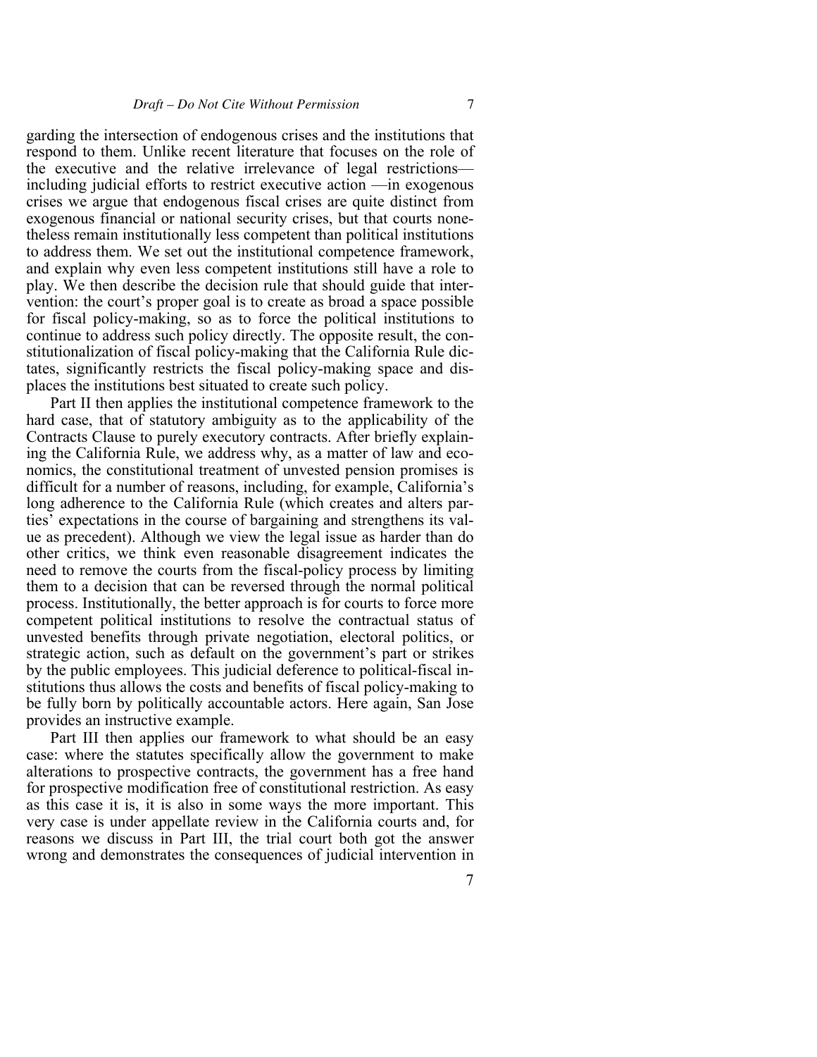garding the intersection of endogenous crises and the institutions that respond to them. Unlike recent literature that focuses on the role of the executive and the relative irrelevance of legal restrictions—including judicial efforts to restrict executive action —in exogenous crises we argue that endogenous fiscal crises are quite distinct from exogenous financial or national security crises, but that courts nonetheless remain institutionally less competent than political institutions to address them. We set out the institutional competence framework, and explain why even less competent institutions still have a role to play. We then describe the decision rule that should guide that intervention: the court's proper goal is to create as broad a space possible for fiscal policy-making, so as to force the political institutions to continue to address such policy directly. The opposite result, the constitutionalization of fiscal policy-making that the California Rule dictates, significantly restricts the fiscal policy-making space and displaces the institutions best situated to create such policy.

Part II then applies the institutional competence framework to the hard case, that of statutory ambiguity as to the applicability of the Contracts Clause to purely executory contracts. After briefly explaining the California Rule, we address why, as a matter of law and economics, the constitutional treatment of unvested pension promises is difficult for a number of reasons, including, for example, California's long adherence to the California Rule (which creates and alters parties' expectations in the course of bargaining and strengthens its value as precedent). Although we view the legal issue as harder than do other critics, we think even reasonable disagreement indicates the need to remove the courts from the fiscal-policy process by limiting them to a decision that can be reversed through the normal political process. Institutionally, the better approach is for courts to force more competent political institutions to resolve the contractual status of unvested benefits through private negotiation, electoral politics, or strategic action, such as default on the government's part or strikes by the public employees. This judicial deference to political-fiscal institutions thus allows the costs and benefits of fiscal policy-making to be fully born by politically accountable actors. Here again, San Jose provides an instructive example.

Part III then applies our framework to what should be an easy case: where the statutes specifically allow the government to make alterations to prospective contracts, the government has a free hand for prospective modification free of constitutional restriction. As easy as this case it is, it is also in some ways the more important. This very case is under appellate review in the California courts and, for reasons we discuss in Part III, the trial court both got the answer wrong and demonstrates the consequences of judicial intervention in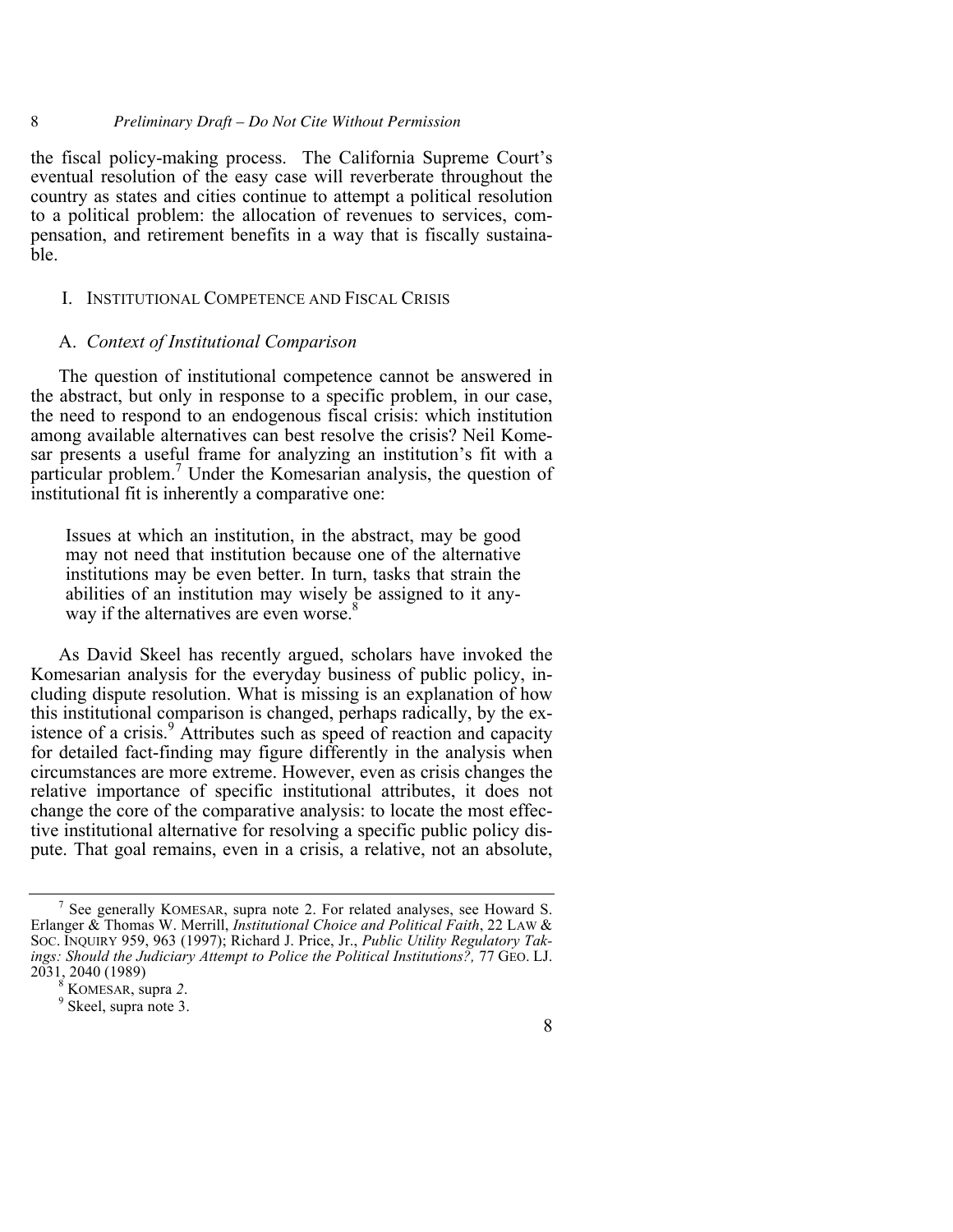the fiscal policy-making process. The California Supreme Court's eventual resolution of the easy case will reverberate throughout the country as states and cities continue to attempt a political resolution to a political problem: the allocation of revenues to services, compensation, and retirement benefits in a way that is fiscally sustainable.

## I. Institutional Competence and Fiscal Crisis

### A. *Context of Institutional Comparison*

The question of institutional competence cannot be answered in the abstract, but only in response to a specific problem, in our case, the need to respond to an endogenous fiscal crisis: which institution among available alternatives can best resolve the crisis? Neil Komesar presents a useful frame for analyzing an institution's fit with a particular problem.[7] Under the Komesarian analysis, the question of institutional fit is inherently a comparative one:

> Issues at which an institution, in the abstract, may be good may not need that institution because one of the alternative institutions may be even better. In turn, tasks that strain the abilities of an institution may wisely be assigned to it anyway if the alternatives are even worse.[8]

As David Skeel has recently argued, scholars have invoked the Komesarian analysis for the everyday business of public policy, including dispute resolution. What is missing is an explanation of how this institutional comparison is changed, perhaps radically, by the existence of a crisis.[9] Attributes such as speed of reaction and capacity for detailed fact-finding may figure differently in the analysis when circumstances are more extreme. However, even as crisis changes the relative importance of specific institutional attributes, it does not change the core of the comparative analysis: to locate the most effective institutional alternative for resolving a specific public policy dispute. That goal remains, even in a crisis, a relative, not an absolute,

---

[7] See generally Komesar, supra note 2. For related analyses, see Howard S. Erlanger & Thomas W. Merrill, *Institutional Choice and Political Faith*, 22 Law & Soc. Inquiry 959, 963 (1997); Richard J. Price, Jr., *Public Utility Regulatory Takings: Should the Judiciary Attempt to Police the Political Institutions?*, 77 Geo. LJ. 2031, 2040 (1989)

[8] Komesar, supra *2*.

[9] Skeel, supra note 3.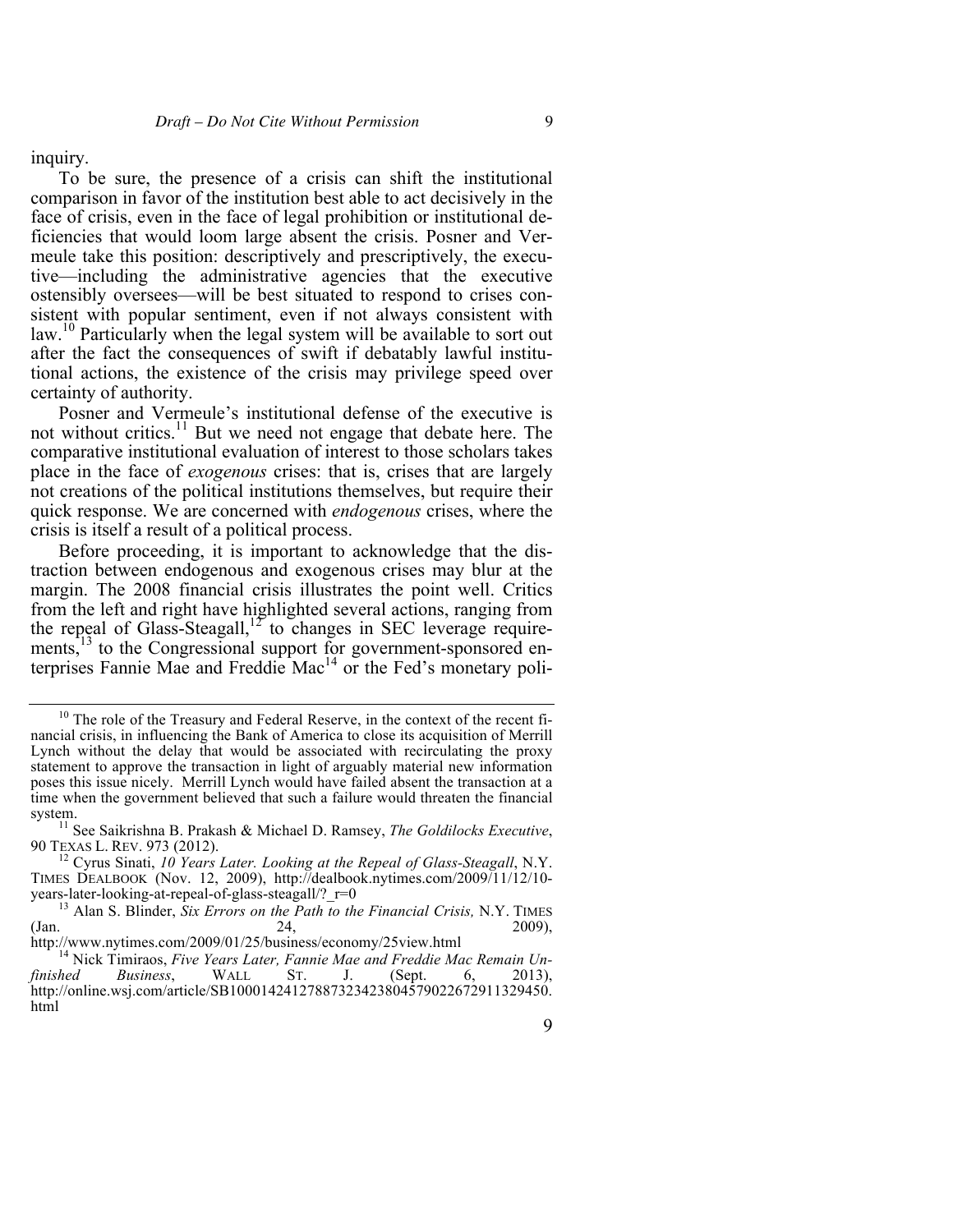inquiry.

To be sure, the presence of a crisis can shift the institutional comparison in favor of the institution best able to act decisively in the face of crisis, even in the face of legal prohibition or institutional deficiencies that would loom large absent the crisis. Posner and Vermeule take this position: descriptively and prescriptively, the executive—including the administrative agencies that the executive ostensibly oversees—will be best situated to respond to crises consistent with popular sentiment, even if not always consistent with law.[10] Particularly when the legal system will be available to sort out after the fact the consequences of swift if debatably lawful institutional actions, the existence of the crisis may privilege speed over certainty of authority.

Posner and Vermeule's institutional defense of the executive is not without critics.[11] But we need not engage that debate here. The comparative institutional evaluation of interest to those scholars takes place in the face of *exogenous* crises: that is, crises that are largely not creations of the political institutions themselves, but require their quick response. We are concerned with *endogenous* crises, where the crisis is itself a result of a political process.

Before proceeding, it is important to acknowledge that the distraction between endogenous and exogenous crises may blur at the margin. The 2008 financial crisis illustrates the point well. Critics from the left and right have highlighted several actions, ranging from the repeal of Glass-Steagall,[12] to changes in SEC leverage requirements,[13] to the Congressional support for government-sponsored enterprises Fannie Mae and Freddie Mac[14] or the Fed's monetary poli-

---

[10] The role of the Treasury and Federal Reserve, in the context of the recent financial crisis, in influencing the Bank of America to close its acquisition of Merrill Lynch without the delay that would be associated with recirculating the proxy statement to approve the transaction in light of arguably material new information poses this issue nicely. Merrill Lynch would have failed absent the transaction at a time when the government believed that such a failure would threaten the financial system.

[11] See Saikrishna B. Prakash & Michael D. Ramsey, *The Goldilocks Executive*, 90 TEXAS L. REV. 973 (2012).

[12] Cyrus Sinati, *10 Years Later. Looking at the Repeal of Glass-Steagall*, N.Y. TIMES DEALBOOK (Nov. 12, 2009), http://dealbook.nytimes.com/2009/11/12/10-years-later-looking-at-repeal-of-glass-steagall/?_r=0

[13] Alan S. Blinder, *Six Errors on the Path to the Financial Crisis,* N.Y. TIMES (Jan. 24, 2009), http://www.nytimes.com/2009/01/25/business/economy/25view.html

[14] Nick Timiraos, *Five Years Later, Fannie Mae and Freddie Mac Remain Unfinished Business*, WALL ST. J. (Sept. 6, 2013), http://online.wsj.com/article/SB10001424127887323423804579022672911329450.html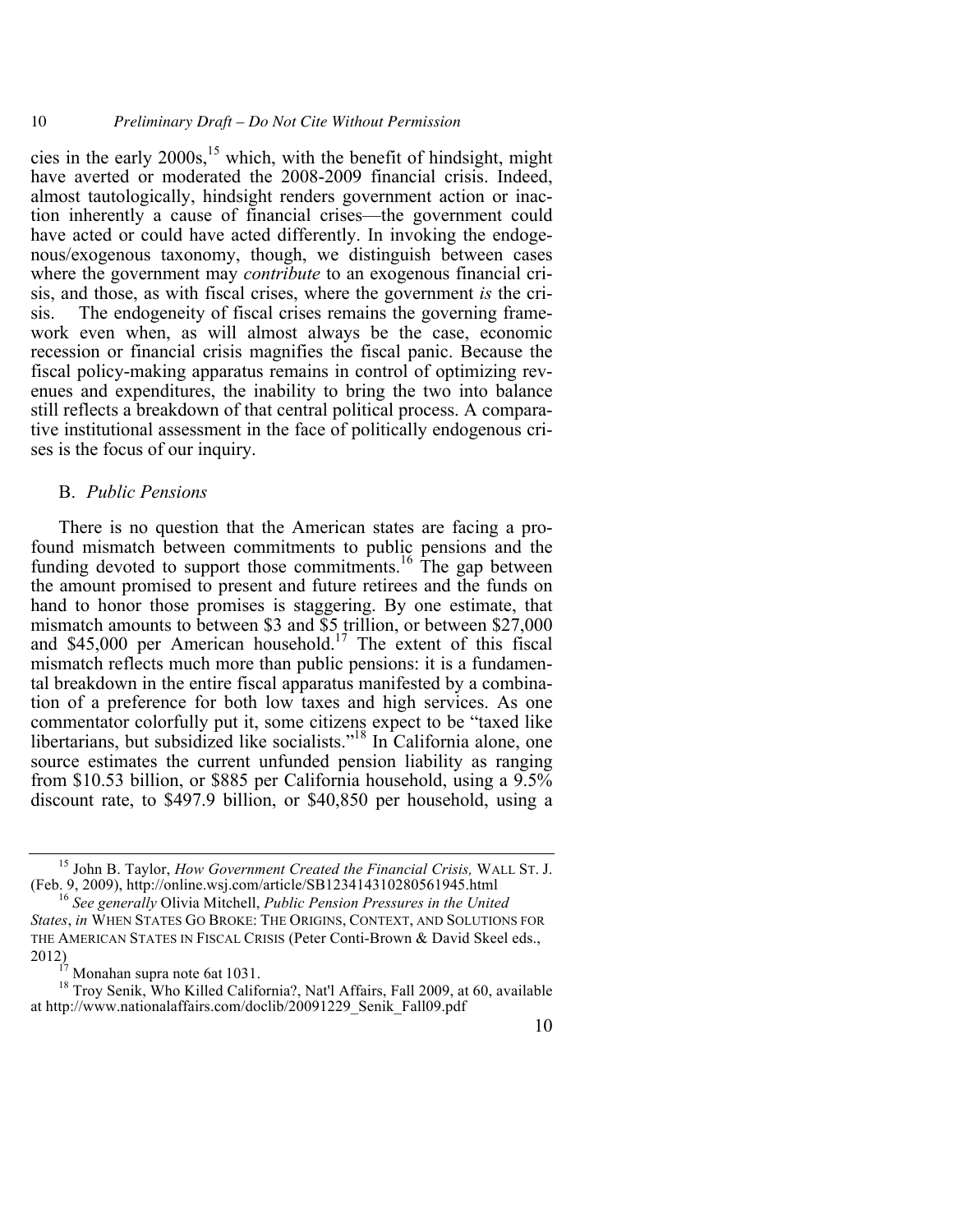cies in the early 2000s,[15] which, with the benefit of hindsight, might have averted or moderated the 2008-2009 financial crisis. Indeed, almost tautologically, hindsight renders government action or inaction inherently a cause of financial crises—the government could have acted or could have acted differently. In invoking the endogenous/exogenous taxonomy, though, we distinguish between cases where the government may *contribute* to an exogenous financial crisis, and those, as with fiscal crises, where the government *is* the crisis. The endogeneity of fiscal crises remains the governing framework even when, as will almost always be the case, economic recession or financial crisis magnifies the fiscal panic. Because the fiscal policy-making apparatus remains in control of optimizing revenues and expenditures, the inability to bring the two into balance still reflects a breakdown of that central political process. A comparative institutional assessment in the face of politically endogenous crises is the focus of our inquiry.

## B. *Public Pensions*

There is no question that the American states are facing a profound mismatch between commitments to public pensions and the funding devoted to support those commitments.[16] The gap between the amount promised to present and future retirees and the funds on hand to honor those promises is staggering. By one estimate, that mismatch amounts to between $3 and $5 trillion, or between $27,000 and $45,000 per American household.[17] The extent of this fiscal mismatch reflects much more than public pensions: it is a fundamental breakdown in the entire fiscal apparatus manifested by a combination of a preference for both low taxes and high services. As one commentator colorfully put it, some citizens expect to be "taxed like libertarians, but subsidized like socialists."[18] In California alone, one source estimates the current unfunded pension liability as ranging from $10.53 billion, or $885 per California household, using a 9.5% discount rate, to $497.9 billion, or $40,850 per household, using a

---

[15] John B. Taylor, *How Government Created the Financial Crisis,* WALL ST. J. (Feb. 9, 2009), http://online.wsj.com/article/SB123414310280561945.html

[16] *See generally* Olivia Mitchell, *Public Pension Pressures in the United States*, *in* WHEN STATES GO BROKE: THE ORIGINS, CONTEXT, AND SOLUTIONS FOR THE AMERICAN STATES IN FISCAL CRISIS (Peter Conti-Brown & David Skeel eds., 2012)

[17] Monahan supra note 6at 1031.

[18] Troy Senik, Who Killed California?, Nat'l Affairs, Fall 2009, at 60, available at http://www.nationalaffairs.com/doclib/20091229_Senik_Fall09.pdf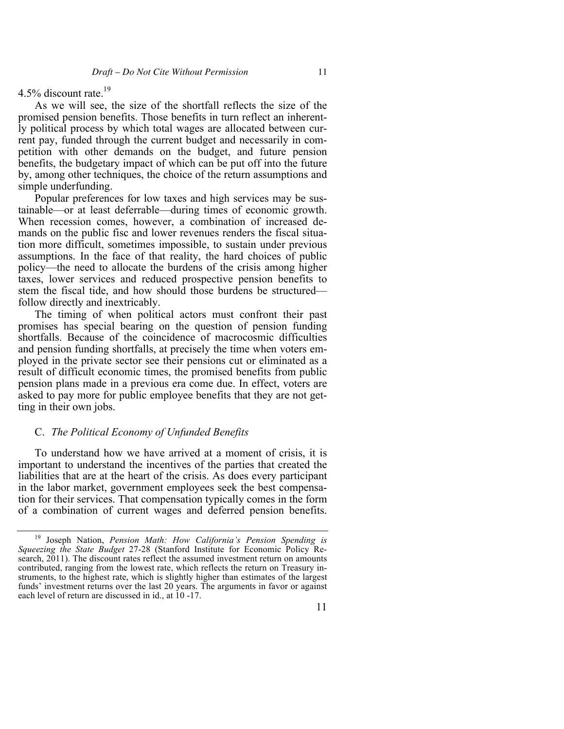4.5% discount rate.[19]

As we will see, the size of the shortfall reflects the size of the promised pension benefits. Those benefits in turn reflect an inherently political process by which total wages are allocated between current pay, funded through the current budget and necessarily in competition with other demands on the budget, and future pension benefits, the budgetary impact of which can be put off into the future by, among other techniques, the choice of the return assumptions and simple underfunding.

Popular preferences for low taxes and high services may be sustainable—or at least deferrable—during times of economic growth. When recession comes, however, a combination of increased demands on the public fisc and lower revenues renders the fiscal situation more difficult, sometimes impossible, to sustain under previous assumptions. In the face of that reality, the hard choices of public policy—the need to allocate the burdens of the crisis among higher taxes, lower services and reduced prospective pension benefits to stem the fiscal tide, and how should those burdens be structured—follow directly and inextricably.

The timing of when political actors must confront their past promises has special bearing on the question of pension funding shortfalls. Because of the coincidence of macrocosmic difficulties and pension funding shortfalls, at precisely the time when voters employed in the private sector see their pensions cut or eliminated as a result of difficult economic times, the promised benefits from public pension plans made in a previous era come due. In effect, voters are asked to pay more for public employee benefits that they are not getting in their own jobs.

### C. *The Political Economy of Unfunded Benefits*

To understand how we have arrived at a moment of crisis, it is important to understand the incentives of the parties that created the liabilities that are at the heart of the crisis. As does every participant in the labor market, government employees seek the best compensation for their services. That compensation typically comes in the form of a combination of current wages and deferred pension benefits.

---

[19] Joseph Nation, *Pension Math: How California's Pension Spending is Squeezing the State Budget* 27-28 (Stanford Institute for Economic Policy Research, 2011). The discount rates reflect the assumed investment return on amounts contributed, ranging from the lowest rate, which reflects the return on Treasury instruments, to the highest rate, which is slightly higher than estimates of the largest funds' investment returns over the last 20 years. The arguments in favor or against each level of return are discussed in id., at 10 -17.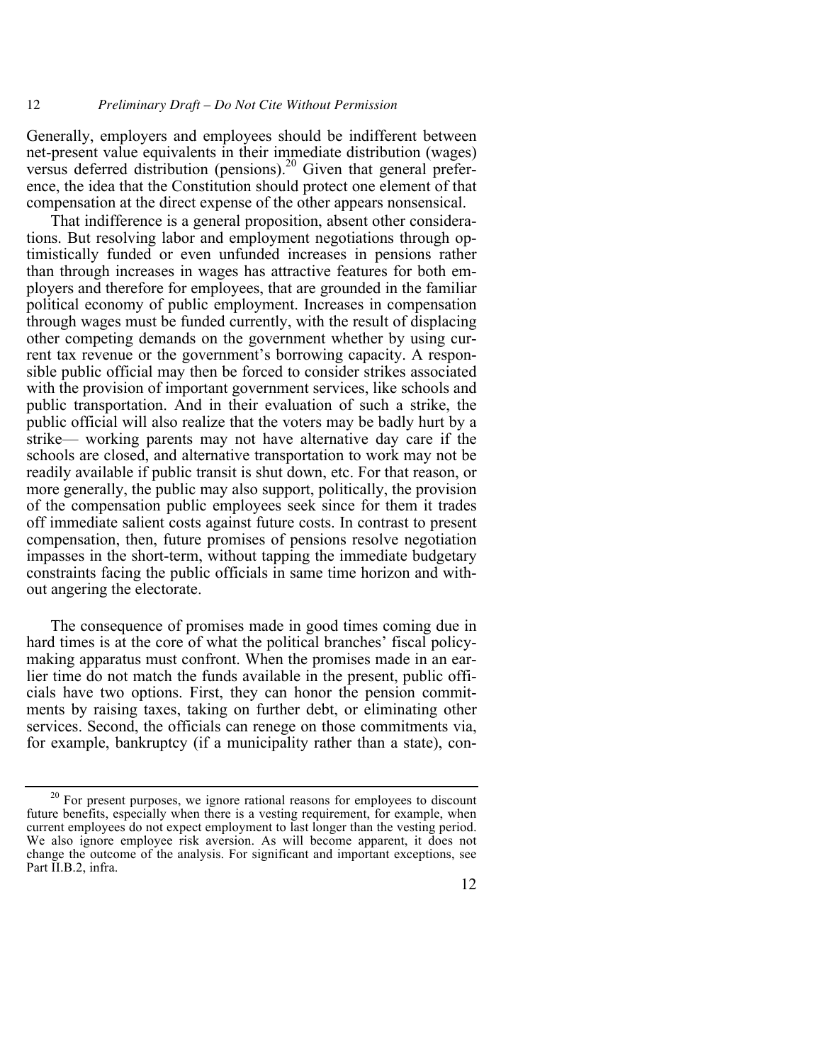Generally, employers and employees should be indifferent between net-present value equivalents in their immediate distribution (wages) versus deferred distribution (pensions).[20] Given that general preference, the idea that the Constitution should protect one element of that compensation at the direct expense of the other appears nonsensical.

That indifference is a general proposition, absent other considerations. But resolving labor and employment negotiations through optimistically funded or even unfunded increases in pensions rather than through increases in wages has attractive features for both employers and therefore for employees, that are grounded in the familiar political economy of public employment. Increases in compensation through wages must be funded currently, with the result of displacing other competing demands on the government whether by using current tax revenue or the government's borrowing capacity. A responsible public official may then be forced to consider strikes associated with the provision of important government services, like schools and public transportation. And in their evaluation of such a strike, the public official will also realize that the voters may be badly hurt by a strike— working parents may not have alternative day care if the schools are closed, and alternative transportation to work may not be readily available if public transit is shut down, etc. For that reason, or more generally, the public may also support, politically, the provision of the compensation public employees seek since for them it trades off immediate salient costs against future costs. In contrast to present compensation, then, future promises of pensions resolve negotiation impasses in the short-term, without tapping the immediate budgetary constraints facing the public officials in same time horizon and without angering the electorate.

The consequence of promises made in good times coming due in hard times is at the core of what the political branches' fiscal policymaking apparatus must confront. When the promises made in an earlier time do not match the funds available in the present, public officials have two options. First, they can honor the pension commitments by raising taxes, taking on further debt, or eliminating other services. Second, the officials can renege on those commitments via, for example, bankruptcy (if a municipality rather than a state), con-

---

[20] For present purposes, we ignore rational reasons for employees to discount future benefits, especially when there is a vesting requirement, for example, when current employees do not expect employment to last longer than the vesting period. We also ignore employee risk aversion. As will become apparent, it does not change the outcome of the analysis. For significant and important exceptions, see Part II.B.2, infra.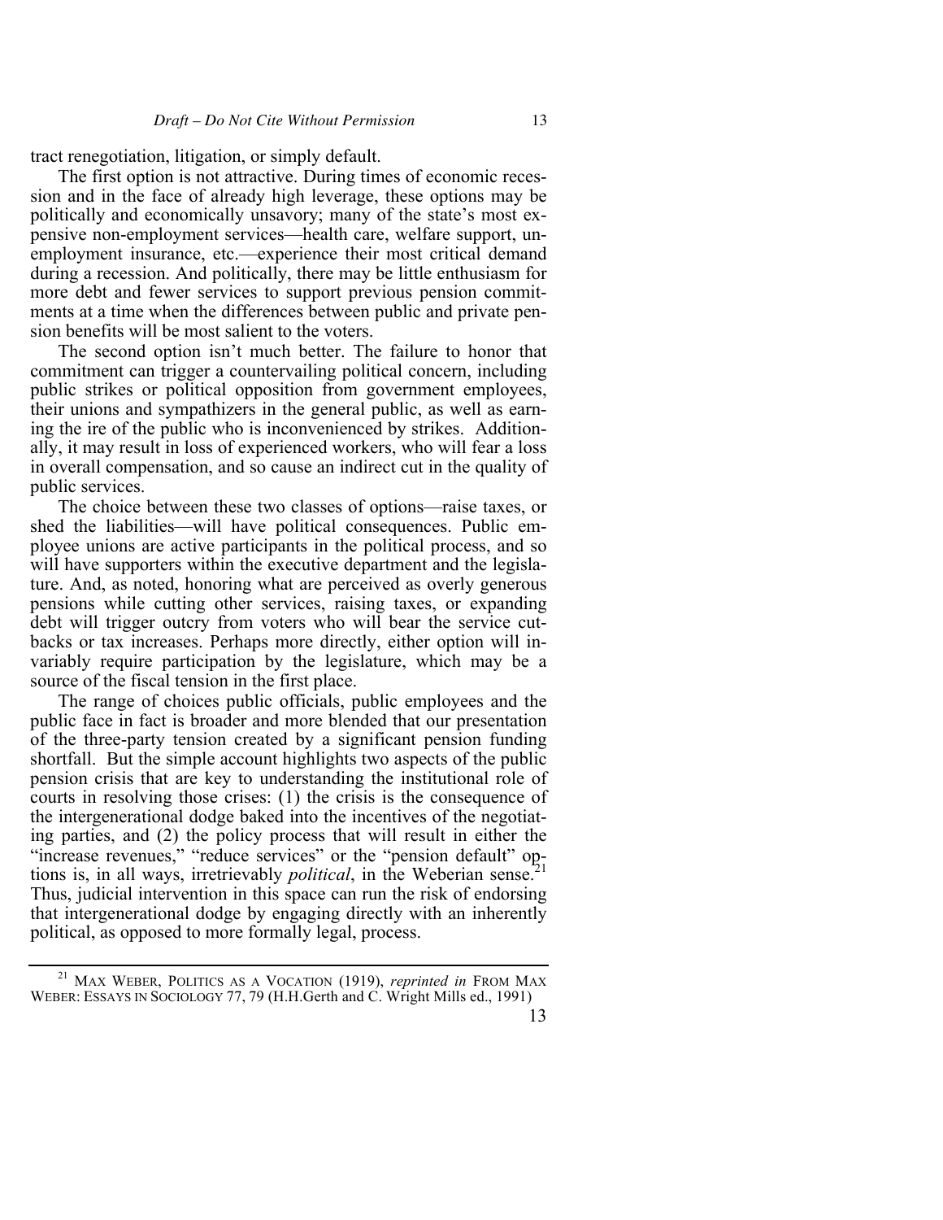tract renegotiation, litigation, or simply default.

The first option is not attractive. During times of economic recession and in the face of already high leverage, these options may be politically and economically unsavory; many of the state's most expensive non-employment services—health care, welfare support, unemployment insurance, etc.—experience their most critical demand during a recession. And politically, there may be little enthusiasm for more debt and fewer services to support previous pension commitments at a time when the differences between public and private pension benefits will be most salient to the voters.

The second option isn't much better. The failure to honor that commitment can trigger a countervailing political concern, including public strikes or political opposition from government employees, their unions and sympathizers in the general public, as well as earning the ire of the public who is inconvenienced by strikes. Additionally, it may result in loss of experienced workers, who will fear a loss in overall compensation, and so cause an indirect cut in the quality of public services.

The choice between these two classes of options—raise taxes, or shed the liabilities—will have political consequences. Public employee unions are active participants in the political process, and so will have supporters within the executive department and the legislature. And, as noted, honoring what are perceived as overly generous pensions while cutting other services, raising taxes, or expanding debt will trigger outcry from voters who will bear the service cutbacks or tax increases. Perhaps more directly, either option will invariably require participation by the legislature, which may be a source of the fiscal tension in the first place.

The range of choices public officials, public employees and the public face in fact is broader and more blended that our presentation of the three-party tension created by a significant pension funding shortfall. But the simple account highlights two aspects of the public pension crisis that are key to understanding the institutional role of courts in resolving those crises: (1) the crisis is the consequence of the intergenerational dodge baked into the incentives of the negotiating parties, and (2) the policy process that will result in either the "increase revenues," "reduce services" or the "pension default" options is, in all ways, irretrievably *political*, in the Weberian sense.[21] Thus, judicial intervention in this space can run the risk of endorsing that intergenerational dodge by engaging directly with an inherently political, as opposed to more formally legal, process.

[21] MAX WEBER, POLITICS AS A VOCATION (1919), *reprinted in* FROM MAX WEBER: ESSAYS IN SOCIOLOGY 77, 79 (H.H.Gerth and C. Wright Mills ed., 1991)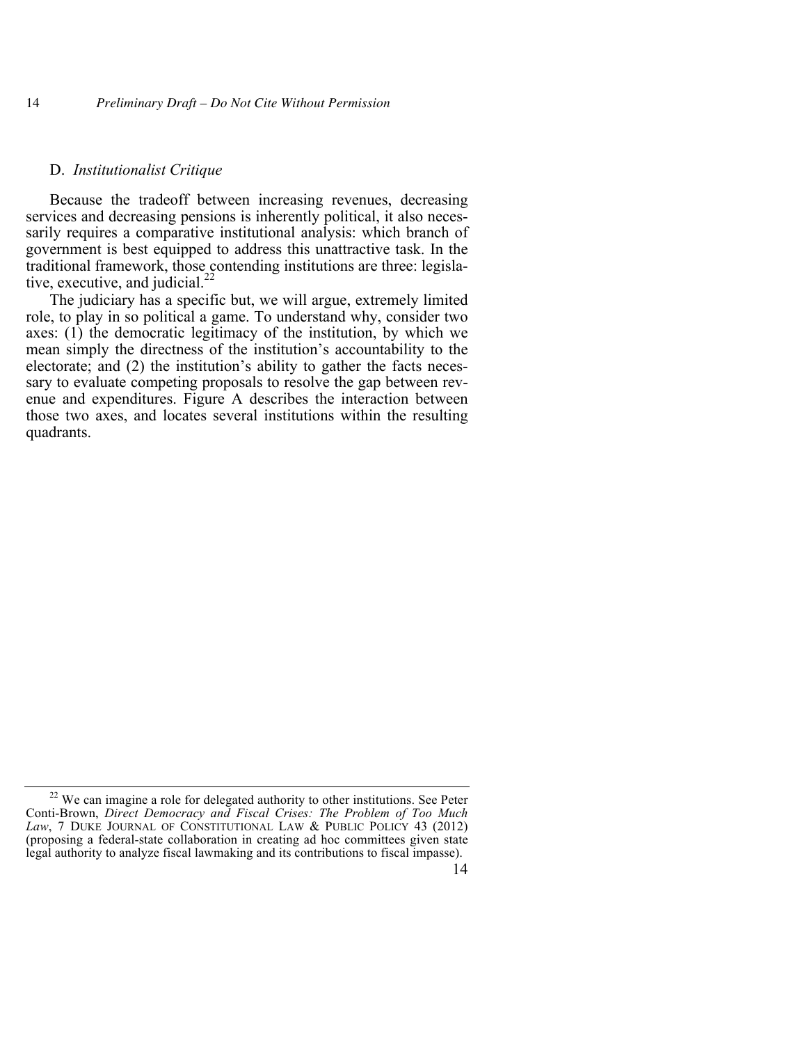### D. *Institutionalist Critique*

Because the tradeoff between increasing revenues, decreasing services and decreasing pensions is inherently political, it also necessarily requires a comparative institutional analysis: which branch of government is best equipped to address this unattractive task. In the traditional framework, those contending institutions are three: legislative, executive, and judicial.[22]

The judiciary has a specific but, we will argue, extremely limited role, to play in so political a game. To understand why, consider two axes: (1) the democratic legitimacy of the institution, by which we mean simply the directness of the institution's accountability to the electorate; and (2) the institution's ability to gather the facts necessary to evaluate competing proposals to resolve the gap between revenue and expenditures. Figure A describes the interaction between those two axes, and locates several institutions within the resulting quadrants.

---

[22] We can imagine a role for delegated authority to other institutions. See Peter Conti-Brown, *Direct Democracy and Fiscal Crises: The Problem of Too Much Law*, 7 Duke Journal of Constitutional Law & Public Policy 43 (2012) (proposing a federal-state collaboration in creating ad hoc committees given state legal authority to analyze fiscal lawmaking and its contributions to fiscal impasse).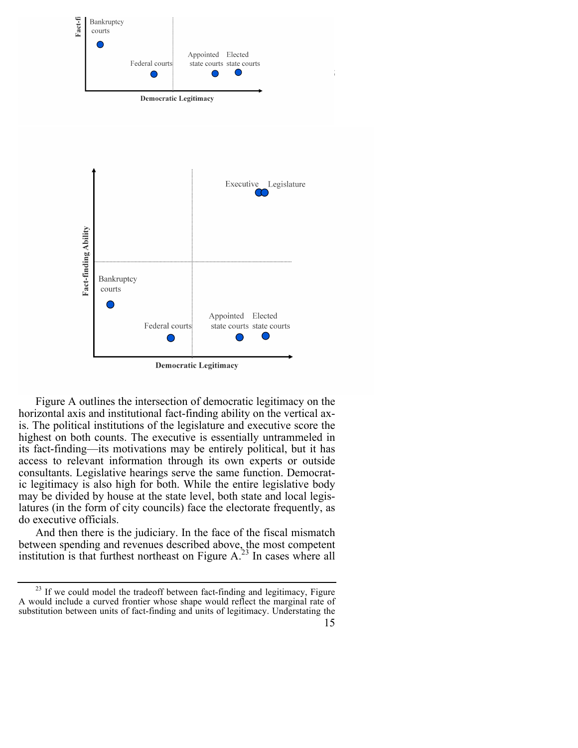Figure A outlines the intersection of democratic legitimacy on the horizontal axis and institutional fact-finding ability on the vertical axis. The political institutions of the legislature and executive score the highest on both counts. The executive is essentially untrammeled in its fact-finding—its motivations may be entirely political, but it has access to relevant information through its own experts or outside consultants. Legislative hearings serve the same function. Democratic legitimacy is also high for both. While the entire legislative body may be divided by house at the state level, both state and local legislatures (in the form of city councils) face the electorate frequently, as do executive officials.

And then there is the judiciary. In the face of the fiscal mismatch between spending and revenues described above, the most competent institution is that furthest northeast on Figure A.[23] In cases where all

[23] If we could model the tradeoff between fact-finding and legitimacy, Figure A would include a curved frontier whose shape would reflect the marginal rate of substitution between units of fact-finding and units of legitimacy. Understating the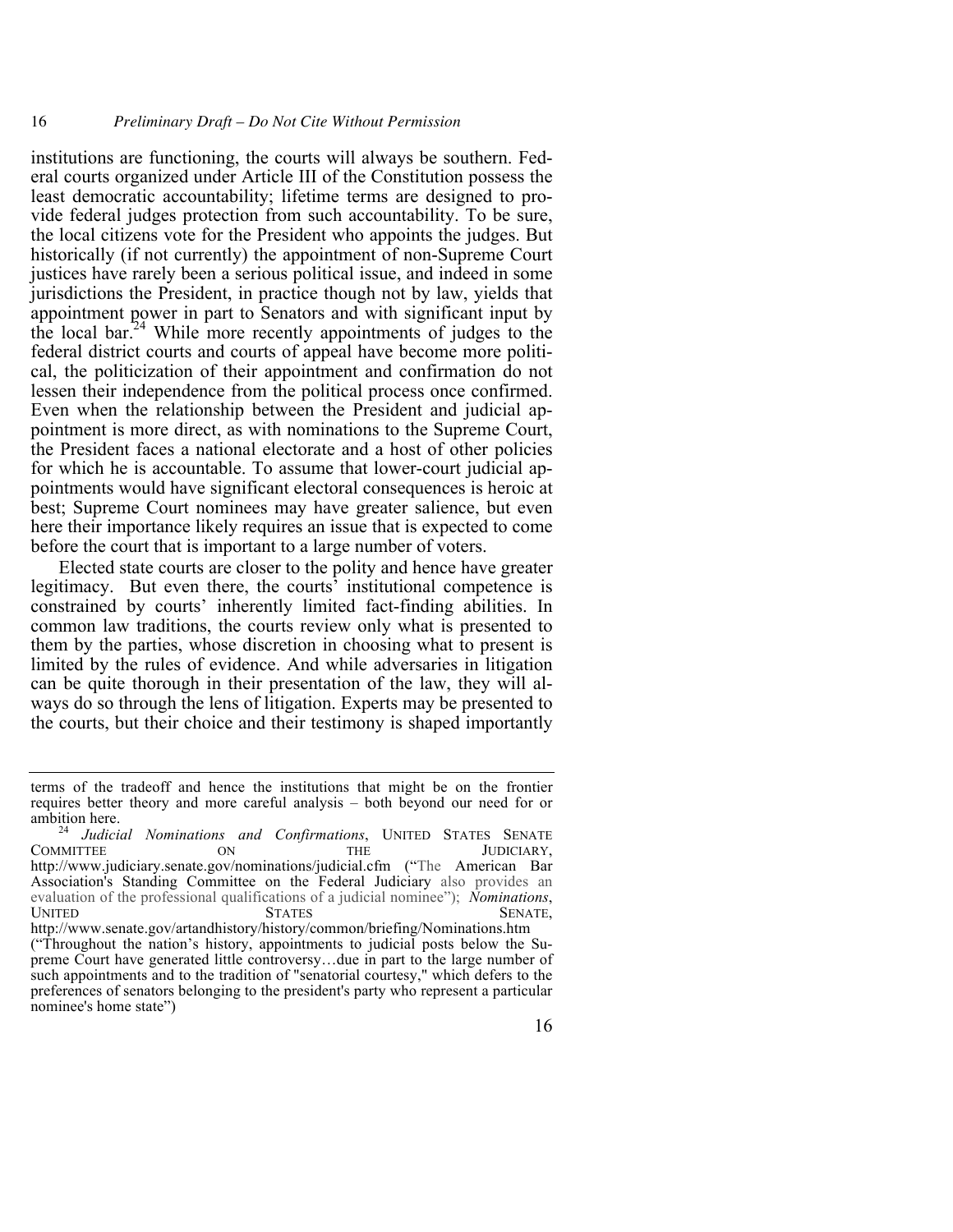institutions are functioning, the courts will always be southern. Federal courts organized under Article III of the Constitution possess the least democratic accountability; lifetime terms are designed to provide federal judges protection from such accountability. To be sure, the local citizens vote for the President who appoints the judges. But historically (if not currently) the appointment of non-Supreme Court justices have rarely been a serious political issue, and indeed in some jurisdictions the President, in practice though not by law, yields that appointment power in part to Senators and with significant input by the local bar.[24] While more recently appointments of judges to the federal district courts and courts of appeal have become more political, the politicization of their appointment and confirmation do not lessen their independence from the political process once confirmed. Even when the relationship between the President and judicial appointment is more direct, as with nominations to the Supreme Court, the President faces a national electorate and a host of other policies for which he is accountable. To assume that lower-court judicial appointments would have significant electoral consequences is heroic at best; Supreme Court nominees may have greater salience, but even here their importance likely requires an issue that is expected to come before the court that is important to a large number of voters.

Elected state courts are closer to the polity and hence have greater legitimacy. But even there, the courts' institutional competence is constrained by courts' inherently limited fact-finding abilities. In common law traditions, the courts review only what is presented to them by the parties, whose discretion in choosing what to present is limited by the rules of evidence. And while adversaries in litigation can be quite thorough in their presentation of the law, they will always do so through the lens of litigation. Experts may be presented to the courts, but their choice and their testimony is shaped importantly

---

terms of the tradeoff and hence the institutions that might be on the frontier requires better theory and more careful analysis – both beyond our need for or ambition here.

[24] *Judicial Nominations and Confirmations*, UNITED STATES SENATE COMMITTEE ON THE JUDICIARY, http://www.judiciary.senate.gov/nominations/judicial.cfm ("The American Bar Association's Standing Committee on the Federal Judiciary also provides an evaluation of the professional qualifications of a judicial nominee"); *Nominations*, UNITED STATES SENATE, http://www.senate.gov/artandhistory/history/common/briefing/Nominations.htm ("Throughout the nation's history, appointments to judicial posts below the Supreme Court have generated little controversy…due in part to the large number of such appointments and to the tradition of "senatorial courtesy," which defers to the preferences of senators belonging to the president's party who represent a particular nominee's home state")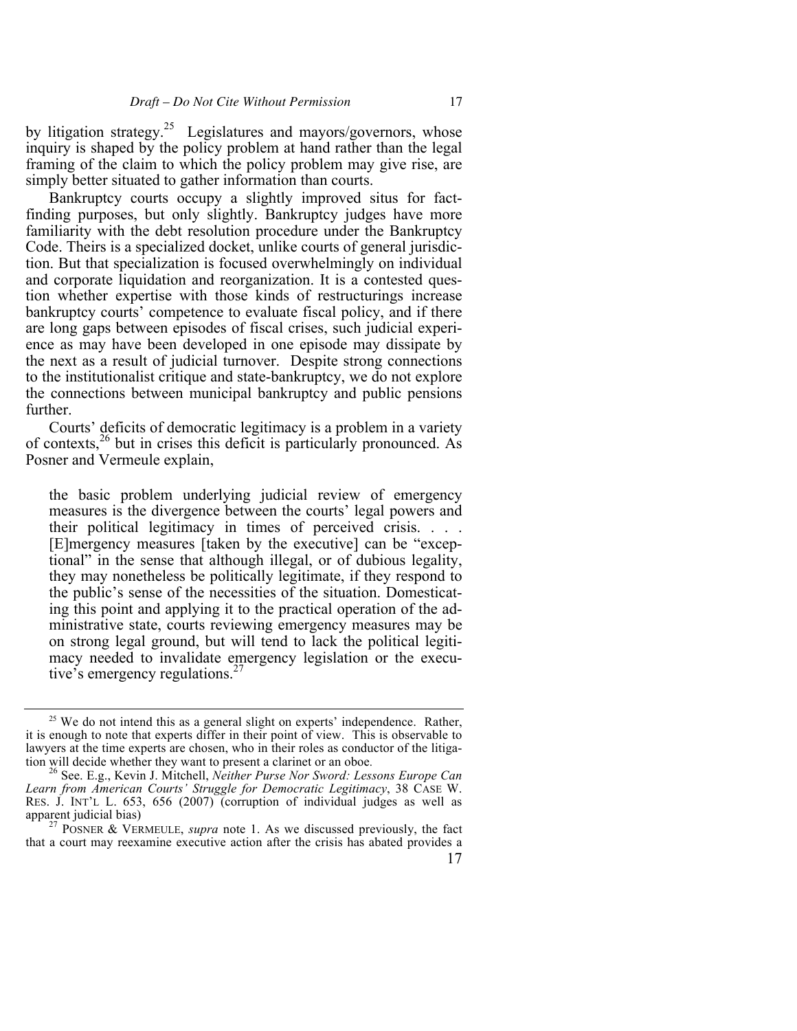by litigation strategy.[25] Legislatures and mayors/governors, whose inquiry is shaped by the policy problem at hand rather than the legal framing of the claim to which the policy problem may give rise, are simply better situated to gather information than courts.

Bankruptcy courts occupy a slightly improved situs for fact-finding purposes, but only slightly. Bankruptcy judges have more familiarity with the debt resolution procedure under the Bankruptcy Code. Theirs is a specialized docket, unlike courts of general jurisdiction. But that specialization is focused overwhelmingly on individual and corporate liquidation and reorganization. It is a contested question whether expertise with those kinds of restructurings increase bankruptcy courts' competence to evaluate fiscal policy, and if there are long gaps between episodes of fiscal crises, such judicial experience as may have been developed in one episode may dissipate by the next as a result of judicial turnover. Despite strong connections to the institutionalist critique and state-bankruptcy, we do not explore the connections between municipal bankruptcy and public pensions further.

Courts' deficits of democratic legitimacy is a problem in a variety of contexts,[26] but in crises this deficit is particularly pronounced. As Posner and Vermeule explain,

> the basic problem underlying judicial review of emergency measures is the divergence between the courts' legal powers and their political legitimacy in times of perceived crisis. . . . [E]mergency measures [taken by the executive] can be "exceptional" in the sense that although illegal, or of dubious legality, they may nonetheless be politically legitimate, if they respond to the public's sense of the necessities of the situation. Domesticating this point and applying it to the practical operation of the administrative state, courts reviewing emergency measures may be on strong legal ground, but will tend to lack the political legitimacy needed to invalidate emergency legislation or the executive's emergency regulations.[27]

---

[25] We do not intend this as a general slight on experts' independence. Rather, it is enough to note that experts differ in their point of view. This is observable to lawyers at the time experts are chosen, who in their roles as conductor of the litigation will decide whether they want to present a clarinet or an oboe.

[26] See. E.g., Kevin J. Mitchell, *Neither Purse Nor Sword: Lessons Europe Can Learn from American Courts' Struggle for Democratic Legitimacy*, 38 CASE W. RES. J. INT'L L. 653, 656 (2007) (corruption of individual judges as well as apparent judicial bias)

[27] POSNER & VERMEULE, *supra* note 1. As we discussed previously, the fact that a court may reexamine executive action after the crisis has abated provides a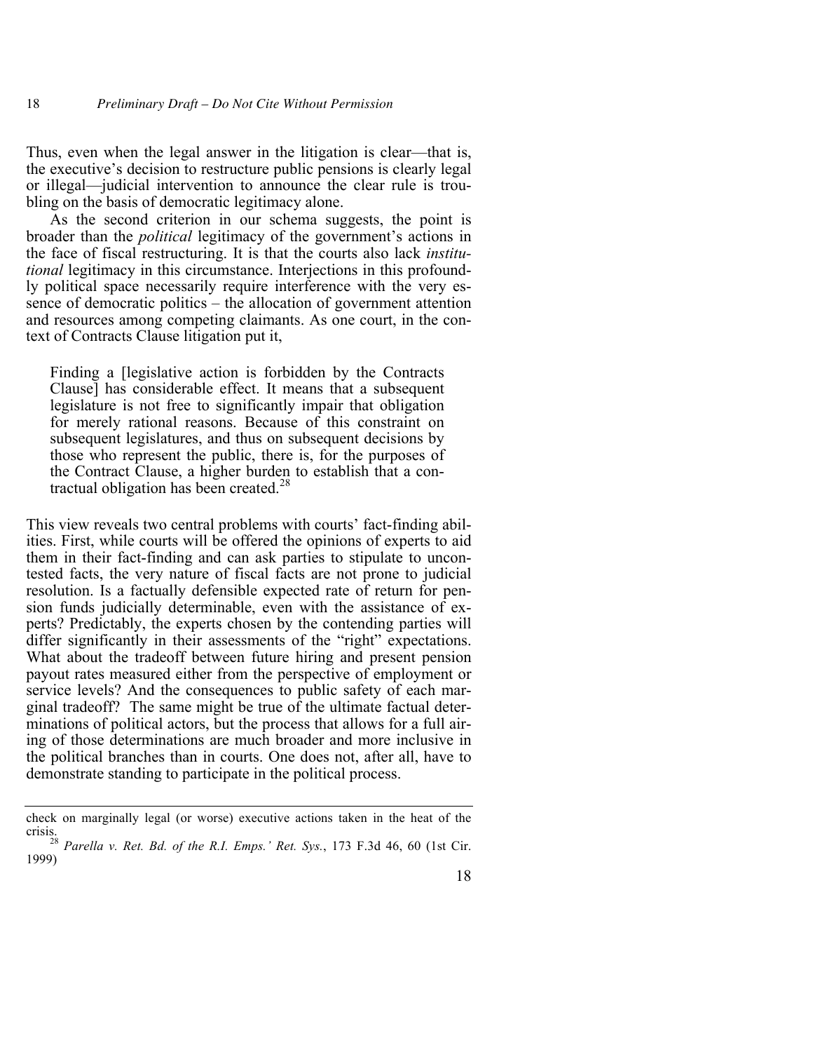Thus, even when the legal answer in the litigation is clear—that is, the executive's decision to restructure public pensions is clearly legal or illegal—judicial intervention to announce the clear rule is troubling on the basis of democratic legitimacy alone.

As the second criterion in our schema suggests, the point is broader than the *political* legitimacy of the government's actions in the face of fiscal restructuring. It is that the courts also lack *institutional* legitimacy in this circumstance. Interjections in this profoundly political space necessarily require interference with the very essence of democratic politics – the allocation of government attention and resources among competing claimants. As one court, in the context of Contracts Clause litigation put it,

> Finding a [legislative action is forbidden by the Contracts Clause] has considerable effect. It means that a subsequent legislature is not free to significantly impair that obligation for merely rational reasons. Because of this constraint on subsequent legislatures, and thus on subsequent decisions by those who represent the public, there is, for the purposes of the Contract Clause, a higher burden to establish that a contractual obligation has been created.[28]

This view reveals two central problems with courts' fact-finding abilities. First, while courts will be offered the opinions of experts to aid them in their fact-finding and can ask parties to stipulate to uncontested facts, the very nature of fiscal facts are not prone to judicial resolution. Is a factually defensible expected rate of return for pension funds judicially determinable, even with the assistance of experts? Predictably, the experts chosen by the contending parties will differ significantly in their assessments of the "right" expectations. What about the tradeoff between future hiring and present pension payout rates measured either from the perspective of employment or service levels? And the consequences to public safety of each marginal tradeoff? The same might be true of the ultimate factual determinations of political actors, but the process that allows for a full airing of those determinations are much broader and more inclusive in the political branches than in courts. One does not, after all, have to demonstrate standing to participate in the political process.

---

check on marginally legal (or worse) executive actions taken in the heat of the crisis.

[28] *Parella v. Ret. Bd. of the R.I. Emps.' Ret. Sys.*, 173 F.3d 46, 60 (1st Cir. 1999)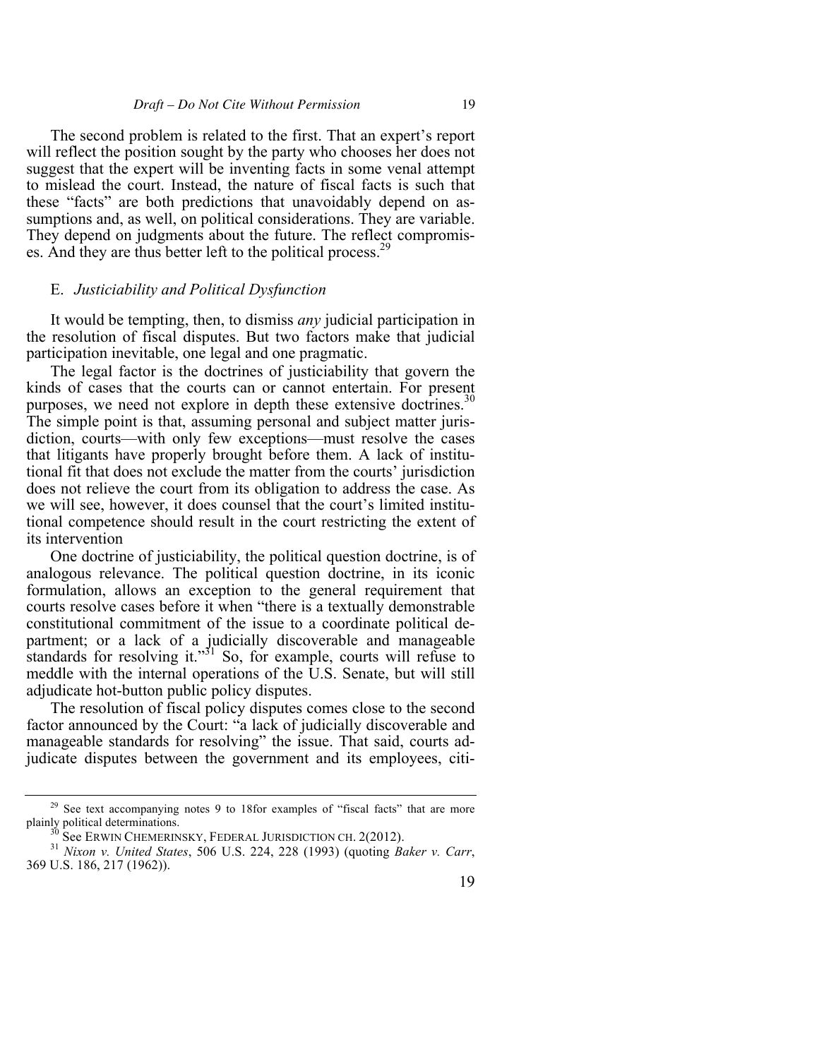The second problem is related to the first. That an expert's report will reflect the position sought by the party who chooses her does not suggest that the expert will be inventing facts in some venal attempt to mislead the court. Instead, the nature of fiscal facts is such that these "facts" are both predictions that unavoidably depend on assumptions and, as well, on political considerations. They are variable. They depend on judgments about the future. The reflect compromises. And they are thus better left to the political process.[29]

### E. *Justiciability and Political Dysfunction*

It would be tempting, then, to dismiss *any* judicial participation in the resolution of fiscal disputes. But two factors make that judicial participation inevitable, one legal and one pragmatic.

The legal factor is the doctrines of justiciability that govern the kinds of cases that the courts can or cannot entertain. For present purposes, we need not explore in depth these extensive doctrines.[30] The simple point is that, assuming personal and subject matter jurisdiction, courts—with only few exceptions—must resolve the cases that litigants have properly brought before them. A lack of institutional fit that does not exclude the matter from the courts' jurisdiction does not relieve the court from its obligation to address the case. As we will see, however, it does counsel that the court's limited institutional competence should result in the court restricting the extent of its intervention

One doctrine of justiciability, the political question doctrine, is of analogous relevance. The political question doctrine, in its iconic formulation, allows an exception to the general requirement that courts resolve cases before it when "there is a textually demonstrable constitutional commitment of the issue to a coordinate political department; or a lack of a judicially discoverable and manageable standards for resolving it."[31] So, for example, courts will refuse to meddle with the internal operations of the U.S. Senate, but will still adjudicate hot-button public policy disputes.

The resolution of fiscal policy disputes comes close to the second factor announced by the Court: "a lack of judicially discoverable and manageable standards for resolving" the issue. That said, courts adjudicate disputes between the government and its employees, citi-

---

[29] See text accompanying notes 9 to 18for examples of "fiscal facts" that are more plainly political determinations.

[30] See ERWIN CHEMERINSKY, FEDERAL JURISDICTION CH. 2(2012).

[31] *Nixon v. United States*, 506 U.S. 224, 228 (1993) (quoting *Baker v. Carr*, 369 U.S. 186, 217 (1962)).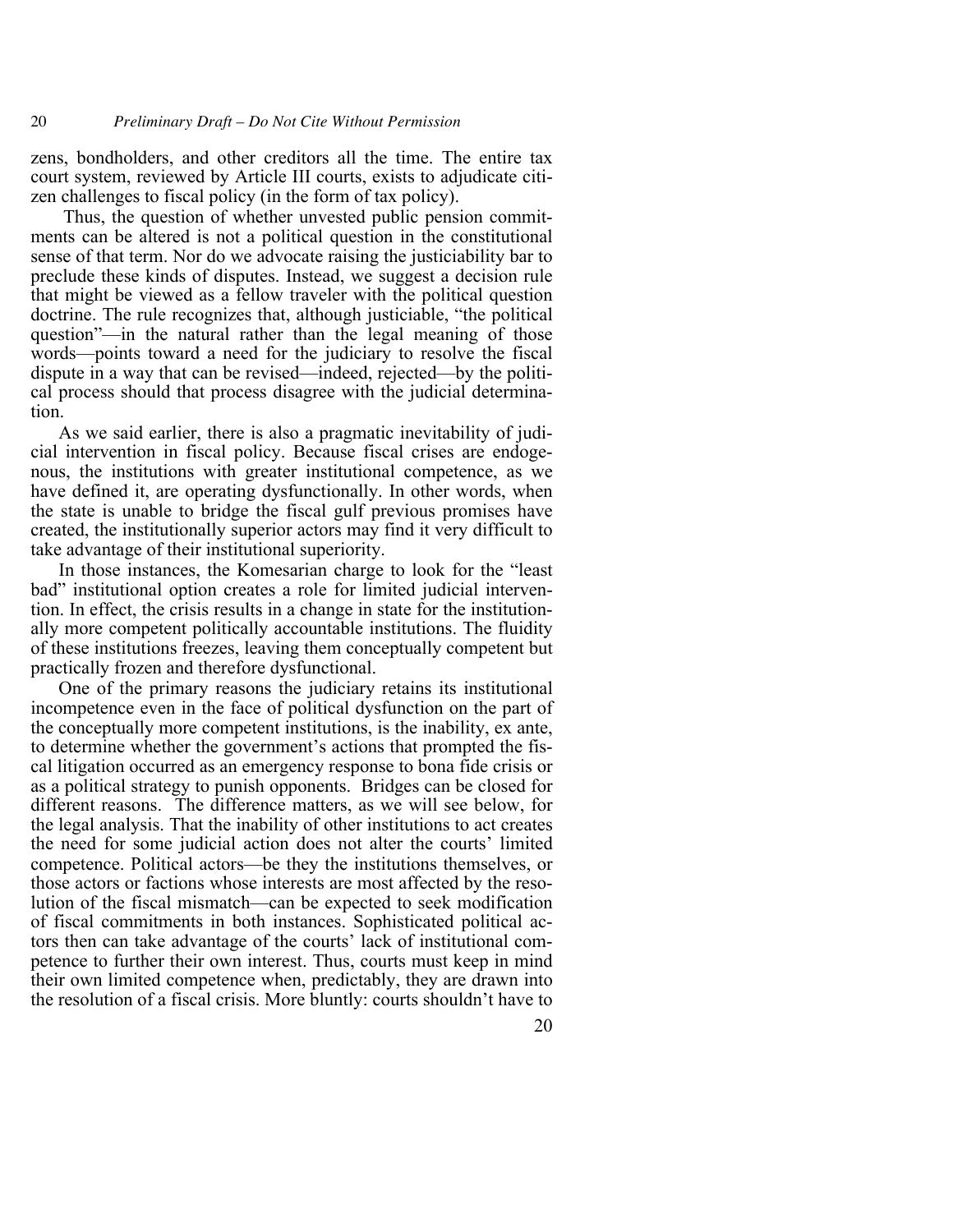zens, bondholders, and other creditors all the time. The entire tax court system, reviewed by Article III courts, exists to adjudicate citizen challenges to fiscal policy (in the form of tax policy).

Thus, the question of whether unvested public pension commitments can be altered is not a political question in the constitutional sense of that term. Nor do we advocate raising the justiciability bar to preclude these kinds of disputes. Instead, we suggest a decision rule that might be viewed as a fellow traveler with the political question doctrine. The rule recognizes that, although justiciable, "the political question"—in the natural rather than the legal meaning of those words—points toward a need for the judiciary to resolve the fiscal dispute in a way that can be revised—indeed, rejected—by the political process should that process disagree with the judicial determination.

As we said earlier, there is also a pragmatic inevitability of judicial intervention in fiscal policy. Because fiscal crises are endogenous, the institutions with greater institutional competence, as we have defined it, are operating dysfunctionally. In other words, when the state is unable to bridge the fiscal gulf previous promises have created, the institutionally superior actors may find it very difficult to take advantage of their institutional superiority.

In those instances, the Komesarian charge to look for the "least bad" institutional option creates a role for limited judicial intervention. In effect, the crisis results in a change in state for the institutionally more competent politically accountable institutions. The fluidity of these institutions freezes, leaving them conceptually competent but practically frozen and therefore dysfunctional.

One of the primary reasons the judiciary retains its institutional incompetence even in the face of political dysfunction on the part of the conceptually more competent institutions, is the inability, ex ante, to determine whether the government's actions that prompted the fiscal litigation occurred as an emergency response to bona fide crisis or as a political strategy to punish opponents. Bridges can be closed for different reasons. The difference matters, as we will see below, for the legal analysis. That the inability of other institutions to act creates the need for some judicial action does not alter the courts' limited competence. Political actors—be they the institutions themselves, or those actors or factions whose interests are most affected by the resolution of the fiscal mismatch—can be expected to seek modification of fiscal commitments in both instances. Sophisticated political actors then can take advantage of the courts' lack of institutional competence to further their own interest. Thus, courts must keep in mind their own limited competence when, predictably, they are drawn into the resolution of a fiscal crisis. More bluntly: courts shouldn't have to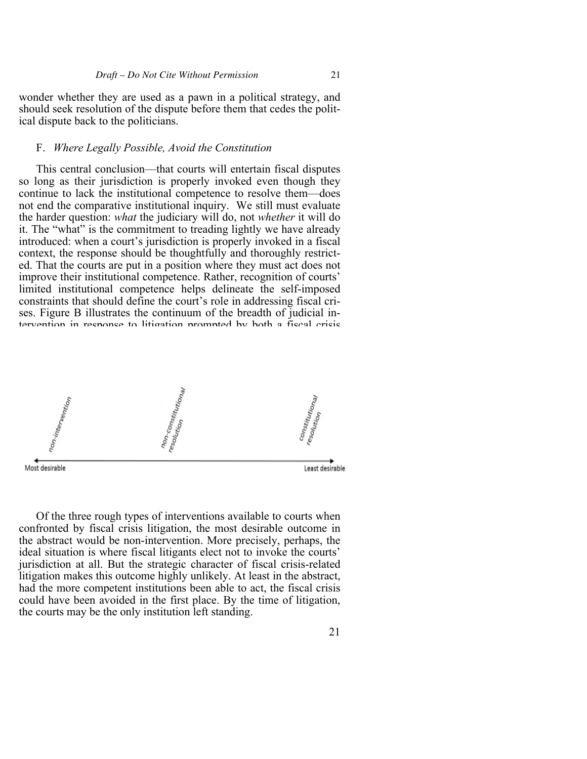wonder whether they are used as a pawn in a political strategy, and should seek resolution of the dispute before them that cedes the political dispute back to the politicians.

## F. *Where Legally Possible, Avoid the Constitution*

This central conclusion—that courts will entertain fiscal disputes so long as their jurisdiction is properly invoked even though they continue to lack the institutional competence to resolve them—does not end the comparative institutional inquiry. We still must evaluate the harder question: *what* the judiciary will do, not *whether* it will do it. The "what" is the commitment to treading lightly we have already introduced: when a court's jurisdiction is properly invoked in a fiscal context, the response should be thoughtfully and thoroughly restricted. That the courts are put in a position where they must act does not improve their institutional competence. Rather, recognition of courts' limited institutional competence helps delineate the self-imposed constraints that should define the court's role in addressing fiscal crises. Figure B illustrates the continuum of the breadth of judicial intervention in response to litigation prompted by both a fiscal crisis

non-intervention — non-constitutional resolution — constitutional resolution

Most desirable — Least desirable

Of the three rough types of interventions available to courts when confronted by fiscal crisis litigation, the most desirable outcome in the abstract would be non-intervention. More precisely, perhaps, the ideal situation is where fiscal litigants elect not to invoke the courts' jurisdiction at all. But the strategic character of fiscal crisis-related litigation makes this outcome highly unlikely. At least in the abstract, had the more competent institutions been able to act, the fiscal crisis could have been avoided in the first place. By the time of litigation, the courts may be the only institution left standing.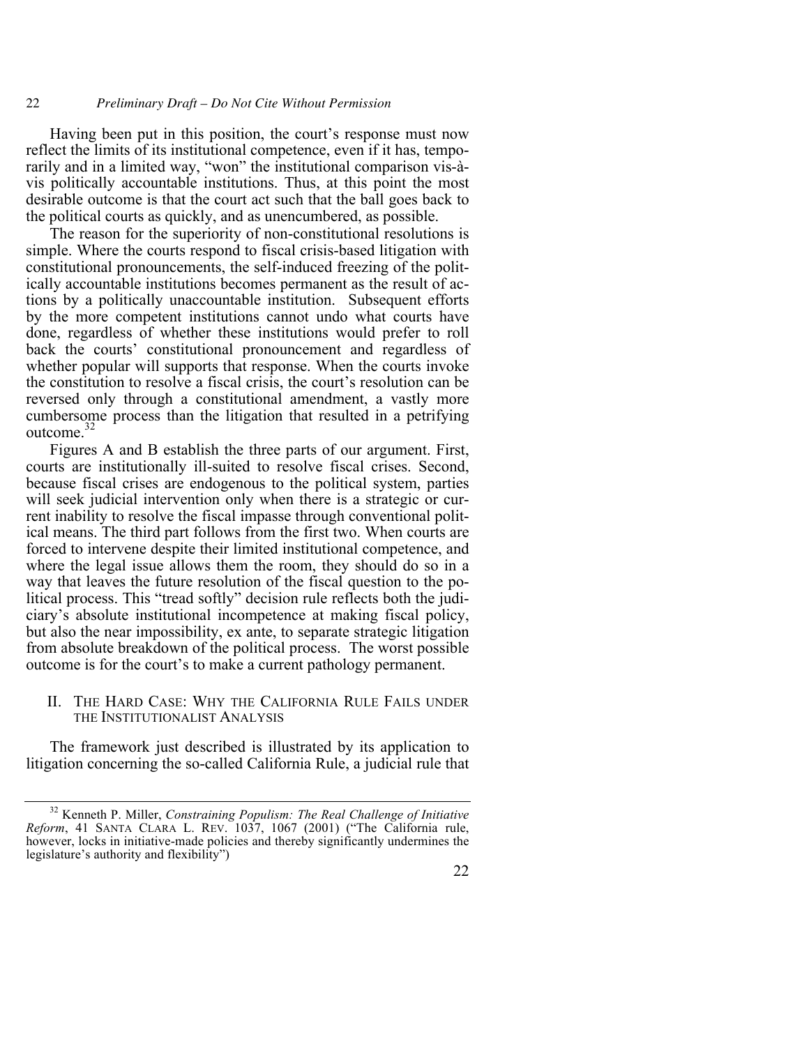Having been put in this position, the court's response must now reflect the limits of its institutional competence, even if it has, temporarily and in a limited way, "won" the institutional comparison vis-à-vis politically accountable institutions. Thus, at this point the most desirable outcome is that the court act such that the ball goes back to the political courts as quickly, and as unencumbered, as possible.

The reason for the superiority of non-constitutional resolutions is simple. Where the courts respond to fiscal crisis-based litigation with constitutional pronouncements, the self-induced freezing of the politically accountable institutions becomes permanent as the result of actions by a politically unaccountable institution. Subsequent efforts by the more competent institutions cannot undo what courts have done, regardless of whether these institutions would prefer to roll back the courts' constitutional pronouncement and regardless of whether popular will supports that response. When the courts invoke the constitution to resolve a fiscal crisis, the court's resolution can be reversed only through a constitutional amendment, a vastly more cumbersome process than the litigation that resulted in a petrifying outcome.[32]

Figures A and B establish the three parts of our argument. First, courts are institutionally ill-suited to resolve fiscal crises. Second, because fiscal crises are endogenous to the political system, parties will seek judicial intervention only when there is a strategic or current inability to resolve the fiscal impasse through conventional political means. The third part follows from the first two. When courts are forced to intervene despite their limited institutional competence, and where the legal issue allows them the room, they should do so in a way that leaves the future resolution of the fiscal question to the political process. This "tread softly" decision rule reflects both the judiciary's absolute institutional incompetence at making fiscal policy, but also the near impossibility, ex ante, to separate strategic litigation from absolute breakdown of the political process. The worst possible outcome is for the court's to make a current pathology permanent.

## II. The Hard Case: Why the California Rule Fails under the Institutionalist Analysis

The framework just described is illustrated by its application to litigation concerning the so-called California Rule, a judicial rule that

---

[32] Kenneth P. Miller, *Constraining Populism: The Real Challenge of Initiative Reform*, 41 Santa Clara L. Rev. 1037, 1067 (2001) ("The California rule, however, locks in initiative-made policies and thereby significantly undermines the legislature's authority and flexibility")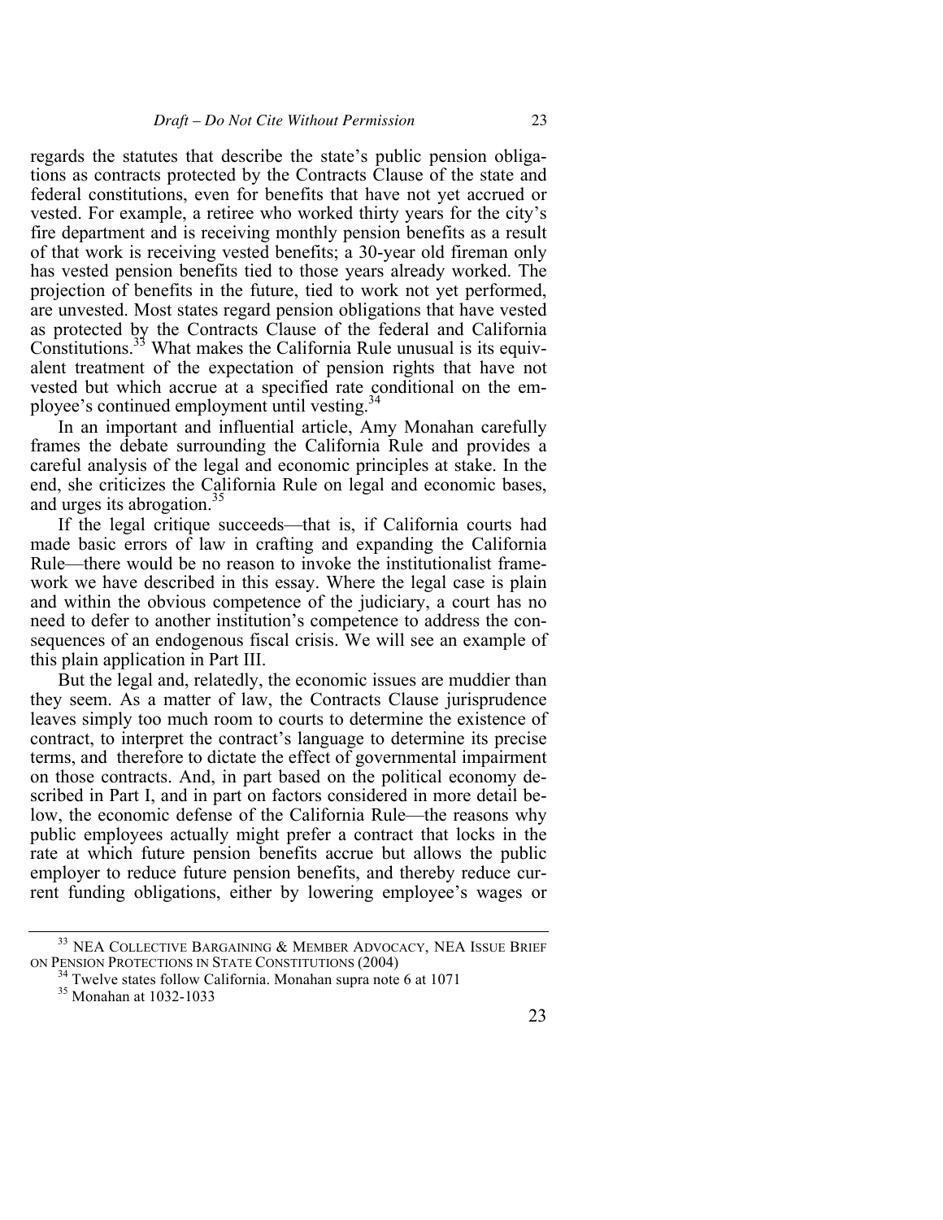regards the statutes that describe the state's public pension obligations as contracts protected by the Contracts Clause of the state and federal constitutions, even for benefits that have not yet accrued or vested. For example, a retiree who worked thirty years for the city's fire department and is receiving monthly pension benefits as a result of that work is receiving vested benefits; a 30-year old fireman only has vested pension benefits tied to those years already worked. The projection of benefits in the future, tied to work not yet performed, are unvested. Most states regard pension obligations that have vested as protected by the Contracts Clause of the federal and California Constitutions.[33] What makes the California Rule unusual is its equivalent treatment of the expectation of pension rights that have not vested but which accrue at a specified rate conditional on the employee's continued employment until vesting.[34]

In an important and influential article, Amy Monahan carefully frames the debate surrounding the California Rule and provides a careful analysis of the legal and economic principles at stake. In the end, she criticizes the California Rule on legal and economic bases, and urges its abrogation.[35]

If the legal critique succeeds—that is, if California courts had made basic errors of law in crafting and expanding the California Rule—there would be no reason to invoke the institutionalist framework we have described in this essay. Where the legal case is plain and within the obvious competence of the judiciary, a court has no need to defer to another institution's competence to address the consequences of an endogenous fiscal crisis. We will see an example of this plain application in Part III.

But the legal and, relatedly, the economic issues are muddier than they seem. As a matter of law, the Contracts Clause jurisprudence leaves simply too much room to courts to determine the existence of contract, to interpret the contract's language to determine its precise terms, and therefore to dictate the effect of governmental impairment on those contracts. And, in part based on the political economy described in Part I, and in part on factors considered in more detail below, the economic defense of the California Rule—the reasons why public employees actually might prefer a contract that locks in the rate at which future pension benefits accrue but allows the public employer to reduce future pension benefits, and thereby reduce current funding obligations, either by lowering employee's wages or

---

[33] NEA COLLECTIVE BARGAINING & MEMBER ADVOCACY, NEA ISSUE BRIEF ON PENSION PROTECTIONS IN STATE CONSTITUTIONS (2004)

[34] Twelve states follow California. Monahan supra note 6 at 1071

[35] Monahan at 1032-1033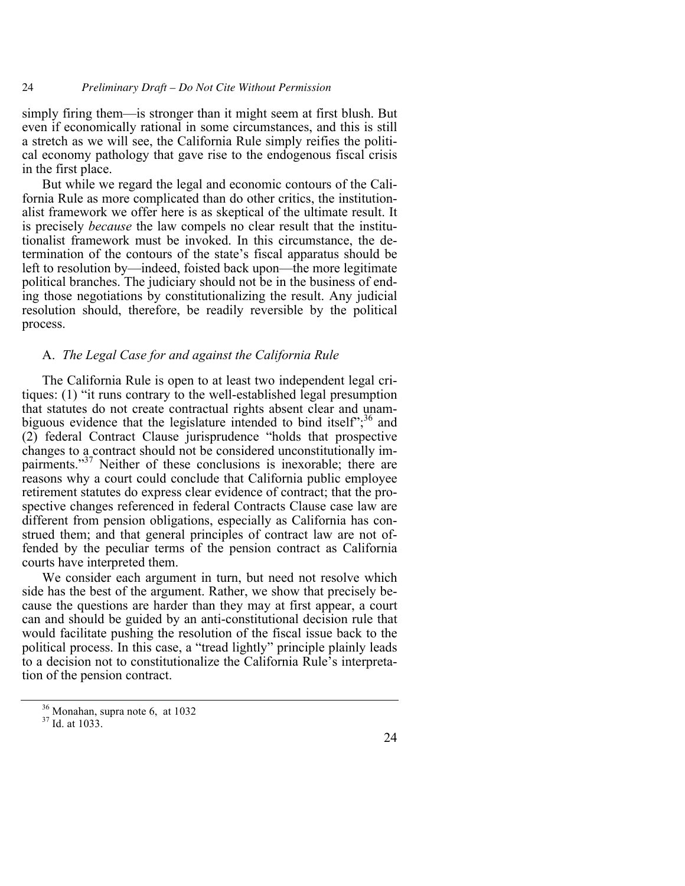simply firing them—is stronger than it might seem at first blush. But even if economically rational in some circumstances, and this is still a stretch as we will see, the California Rule simply reifies the political economy pathology that gave rise to the endogenous fiscal crisis in the first place.

But while we regard the legal and economic contours of the California Rule as more complicated than do other critics, the institutionalist framework we offer here is as skeptical of the ultimate result. It is precisely *because* the law compels no clear result that the institutionalist framework must be invoked. In this circumstance, the determination of the contours of the state's fiscal apparatus should be left to resolution by—indeed, foisted back upon—the more legitimate political branches. The judiciary should not be in the business of ending those negotiations by constitutionalizing the result. Any judicial resolution should, therefore, be readily reversible by the political process.

### A. *The Legal Case for and against the California Rule*

The California Rule is open to at least two independent legal critiques: (1) "it runs contrary to the well-established legal presumption that statutes do not create contractual rights absent clear and unambiguous evidence that the legislature intended to bind itself";[36] and (2) federal Contract Clause jurisprudence "holds that prospective changes to a contract should not be considered unconstitutionally impairments."[37] Neither of these conclusions is inexorable; there are reasons why a court could conclude that California public employee retirement statutes do express clear evidence of contract; that the prospective changes referenced in federal Contracts Clause case law are different from pension obligations, especially as California has construed them; and that general principles of contract law are not offended by the peculiar terms of the pension contract as California courts have interpreted them.

We consider each argument in turn, but need not resolve which side has the best of the argument. Rather, we show that precisely because the questions are harder than they may at first appear, a court can and should be guided by an anti-constitutional decision rule that would facilitate pushing the resolution of the fiscal issue back to the political process. In this case, a "tread lightly" principle plainly leads to a decision not to constitutionalize the California Rule's interpretation of the pension contract.

---

[36] Monahan, supra note 6, at 1032

[37] Id. at 1033.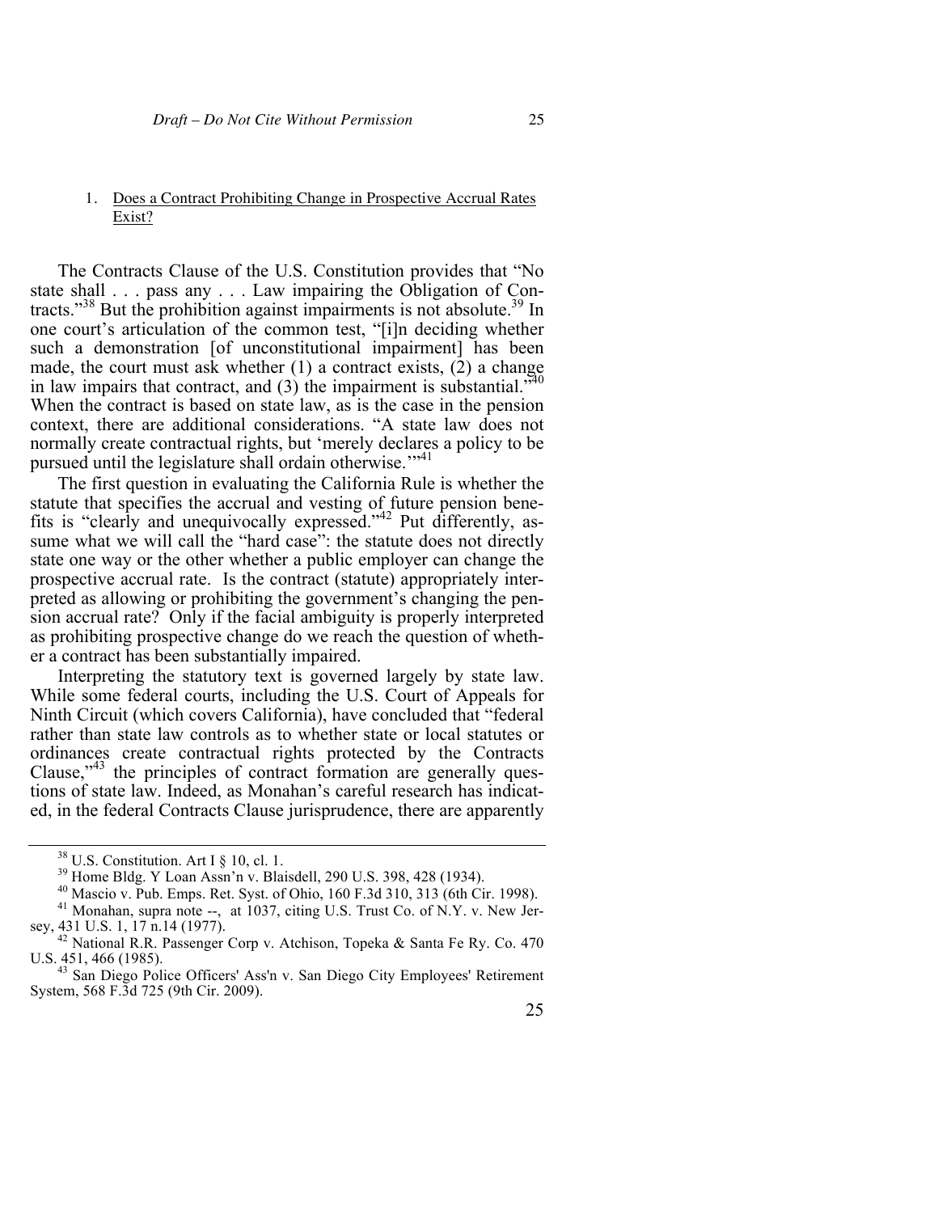1. Does a Contract Prohibiting Change in Prospective Accrual Rates Exist?

The Contracts Clause of the U.S. Constitution provides that "No state shall . . . pass any . . . Law impairing the Obligation of Contracts."[38] But the prohibition against impairments is not absolute.[39] In one court's articulation of the common test, "[i]n deciding whether such a demonstration [of unconstitutional impairment] has been made, the court must ask whether (1) a contract exists, (2) a change in law impairs that contract, and (3) the impairment is substantial."[40] When the contract is based on state law, as is the case in the pension context, there are additional considerations. "A state law does not normally create contractual rights, but 'merely declares a policy to be pursued until the legislature shall ordain otherwise.'"[41]

The first question in evaluating the California Rule is whether the statute that specifies the accrual and vesting of future pension benefits is "clearly and unequivocally expressed."[42] Put differently, assume what we will call the "hard case": the statute does not directly state one way or the other whether a public employer can change the prospective accrual rate. Is the contract (statute) appropriately interpreted as allowing or prohibiting the government's changing the pension accrual rate? Only if the facial ambiguity is properly interpreted as prohibiting prospective change do we reach the question of whether a contract has been substantially impaired.

Interpreting the statutory text is governed largely by state law. While some federal courts, including the U.S. Court of Appeals for Ninth Circuit (which covers California), have concluded that "federal rather than state law controls as to whether state or local statutes or ordinances create contractual rights protected by the Contracts Clause,"[43] the principles of contract formation are generally questions of state law. Indeed, as Monahan's careful research has indicated, in the federal Contracts Clause jurisprudence, there are apparently

---

[38] U.S. Constitution. Art I § 10, cl. 1.

[39] Home Bldg. Y Loan Assn'n v. Blaisdell, 290 U.S. 398, 428 (1934).

[40] Mascio v. Pub. Emps. Ret. Syst. of Ohio, 160 F.3d 310, 313 (6th Cir. 1998).

[41] Monahan, supra note --, at 1037, citing U.S. Trust Co. of N.Y. v. New Jersey, 431 U.S. 1, 17 n.14 (1977).

[42] National R.R. Passenger Corp v. Atchison, Topeka & Santa Fe Ry. Co. 470 U.S. 451, 466 (1985).

[43] San Diego Police Officers' Ass'n v. San Diego City Employees' Retirement System, 568 F.3d 725 (9th Cir. 2009).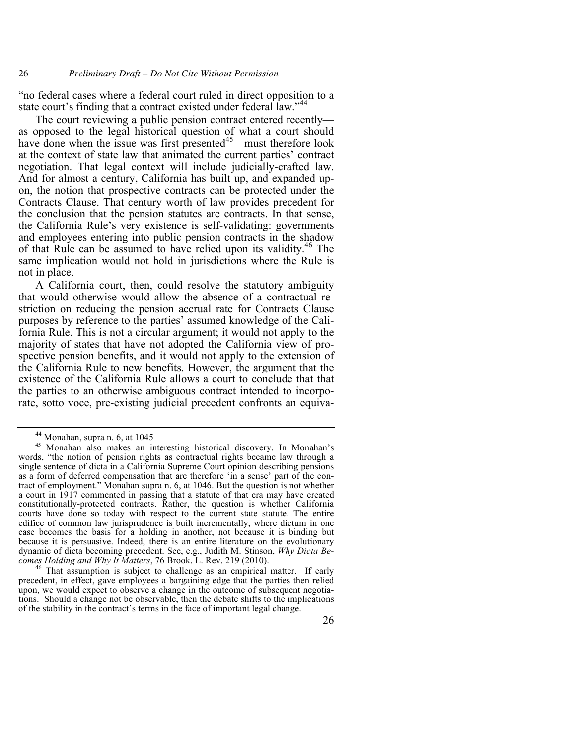"no federal cases where a federal court ruled in direct opposition to a state court's finding that a contract existed under federal law."[44]

The court reviewing a public pension contract entered recently—as opposed to the legal historical question of what a court should have done when the issue was first presented[45]—must therefore look at the context of state law that animated the current parties' contract negotiation. That legal context will include judicially-crafted law. And for almost a century, California has built up, and expanded upon, the notion that prospective contracts can be protected under the Contracts Clause. That century worth of law provides precedent for the conclusion that the pension statutes are contracts. In that sense, the California Rule's very existence is self-validating: governments and employees entering into public pension contracts in the shadow of that Rule can be assumed to have relied upon its validity.[46] The same implication would not hold in jurisdictions where the Rule is not in place.

A California court, then, could resolve the statutory ambiguity that would otherwise would allow the absence of a contractual restriction on reducing the pension accrual rate for Contracts Clause purposes by reference to the parties' assumed knowledge of the California Rule. This is not a circular argument; it would not apply to the majority of states that have not adopted the California view of prospective pension benefits, and it would not apply to the extension of the California Rule to new benefits. However, the argument that the existence of the California Rule allows a court to conclude that that the parties to an otherwise ambiguous contract intended to incorporate, sotto voce, pre-existing judicial precedent confronts an equiva-

---

[44] Monahan, supra n. 6, at 1045

[45] Monahan also makes an interesting historical discovery. In Monahan's words, "the notion of pension rights as contractual rights became law through a single sentence of dicta in a California Supreme Court opinion describing pensions as a form of deferred compensation that are therefore 'in a sense' part of the contract of employment." Monahan supra n. 6, at 1046. But the question is not whether a court in 1917 commented in passing that a statute of that era may have created constitutionally-protected contracts. Rather, the question is whether California courts have done so today with respect to the current state statute. The entire edifice of common law jurisprudence is built incrementally, where dictum in one case becomes the basis for a holding in another, not because it is binding but because it is persuasive. Indeed, there is an entire literature on the evolutionary dynamic of dicta becoming precedent. See, e.g., Judith M. Stinson, *Why Dicta Becomes Holding and Why It Matters*, 76 Brook. L. Rev. 219 (2010).

[46] That assumption is subject to challenge as an empirical matter. If early precedent, in effect, gave employees a bargaining edge that the parties then relied upon, we would expect to observe a change in the outcome of subsequent negotiations. Should a change not be observable, then the debate shifts to the implications of the stability in the contract's terms in the face of important legal change.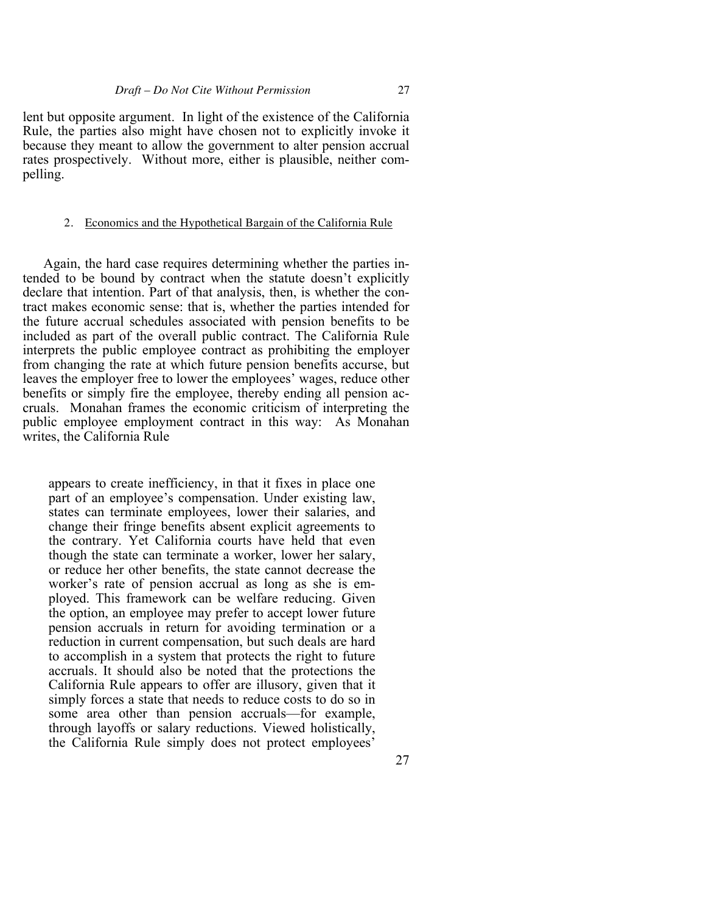lent but opposite argument. In light of the existence of the California Rule, the parties also might have chosen not to explicitly invoke it because they meant to allow the government to alter pension accrual rates prospectively. Without more, either is plausible, neither compelling.

### 2. Economics and the Hypothetical Bargain of the California Rule

Again, the hard case requires determining whether the parties intended to be bound by contract when the statute doesn't explicitly declare that intention. Part of that analysis, then, is whether the contract makes economic sense: that is, whether the parties intended for the future accrual schedules associated with pension benefits to be included as part of the overall public contract. The California Rule interprets the public employee contract as prohibiting the employer from changing the rate at which future pension benefits accurse, but leaves the employer free to lower the employees' wages, reduce other benefits or simply fire the employee, thereby ending all pension accruals. Monahan frames the economic criticism of interpreting the public employee employment contract in this way: As Monahan writes, the California Rule

> appears to create inefficiency, in that it fixes in place one part of an employee's compensation. Under existing law, states can terminate employees, lower their salaries, and change their fringe benefits absent explicit agreements to the contrary. Yet California courts have held that even though the state can terminate a worker, lower her salary, or reduce her other benefits, the state cannot decrease the worker's rate of pension accrual as long as she is employed. This framework can be welfare reducing. Given the option, an employee may prefer to accept lower future pension accruals in return for avoiding termination or a reduction in current compensation, but such deals are hard to accomplish in a system that protects the right to future accruals. It should also be noted that the protections the California Rule appears to offer are illusory, given that it simply forces a state that needs to reduce costs to do so in some area other than pension accruals—for example, through layoffs or salary reductions. Viewed holistically, the California Rule simply does not protect employees'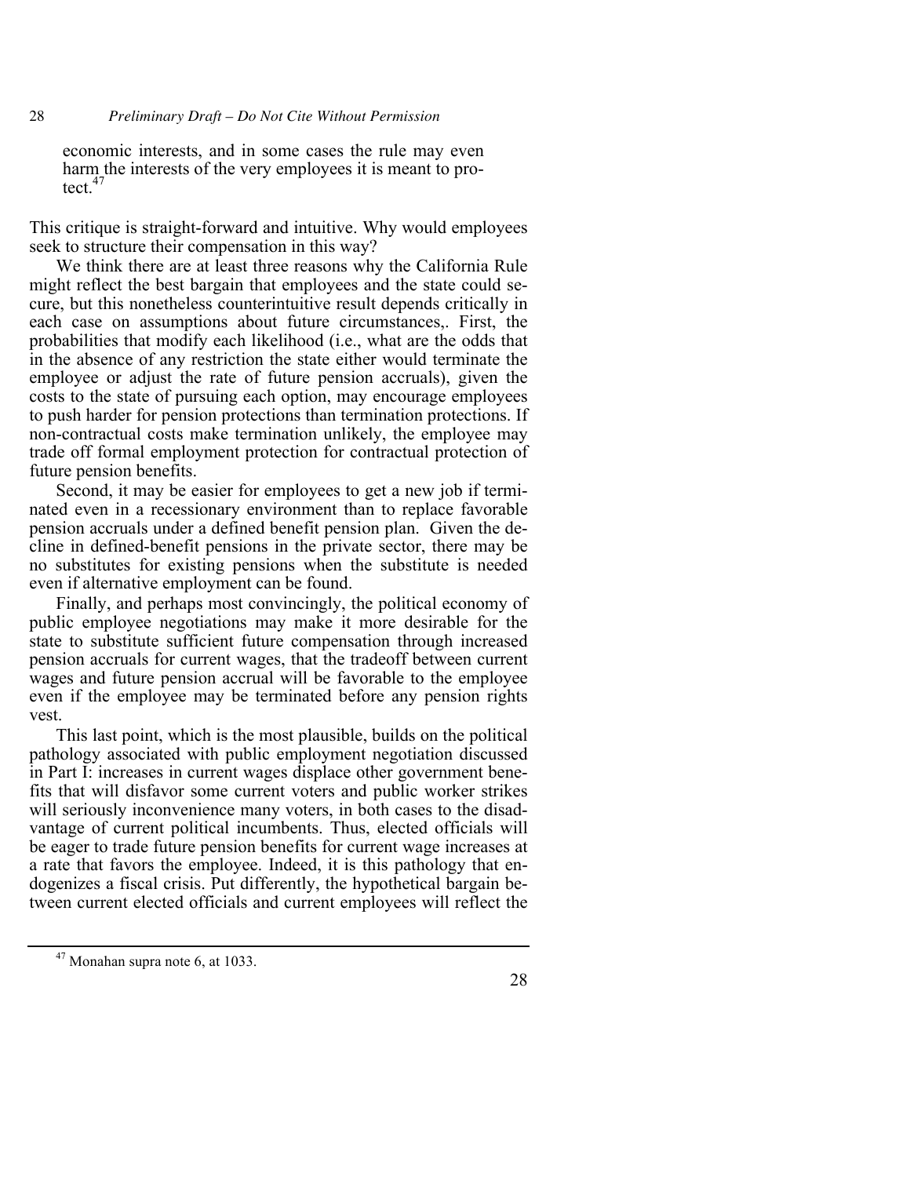economic interests, and in some cases the rule may even harm the interests of the very employees it is meant to protect.[47]

This critique is straight-forward and intuitive. Why would employees seek to structure their compensation in this way?

We think there are at least three reasons why the California Rule might reflect the best bargain that employees and the state could secure, but this nonetheless counterintuitive result depends critically in each case on assumptions about future circumstances,. First, the probabilities that modify each likelihood (i.e., what are the odds that in the absence of any restriction the state either would terminate the employee or adjust the rate of future pension accruals), given the costs to the state of pursuing each option, may encourage employees to push harder for pension protections than termination protections. If non-contractual costs make termination unlikely, the employee may trade off formal employment protection for contractual protection of future pension benefits.

Second, it may be easier for employees to get a new job if terminated even in a recessionary environment than to replace favorable pension accruals under a defined benefit pension plan. Given the decline in defined-benefit pensions in the private sector, there may be no substitutes for existing pensions when the substitute is needed even if alternative employment can be found.

Finally, and perhaps most convincingly, the political economy of public employee negotiations may make it more desirable for the state to substitute sufficient future compensation through increased pension accruals for current wages, that the tradeoff between current wages and future pension accrual will be favorable to the employee even if the employee may be terminated before any pension rights vest.

This last point, which is the most plausible, builds on the political pathology associated with public employment negotiation discussed in Part I: increases in current wages displace other government benefits that will disfavor some current voters and public worker strikes will seriously inconvenience many voters, in both cases to the disadvantage of current political incumbents. Thus, elected officials will be eager to trade future pension benefits for current wage increases at a rate that favors the employee. Indeed, it is this pathology that endogenizes a fiscal crisis. Put differently, the hypothetical bargain between current elected officials and current employees will reflect the

[47] Monahan supra note 6, at 1033.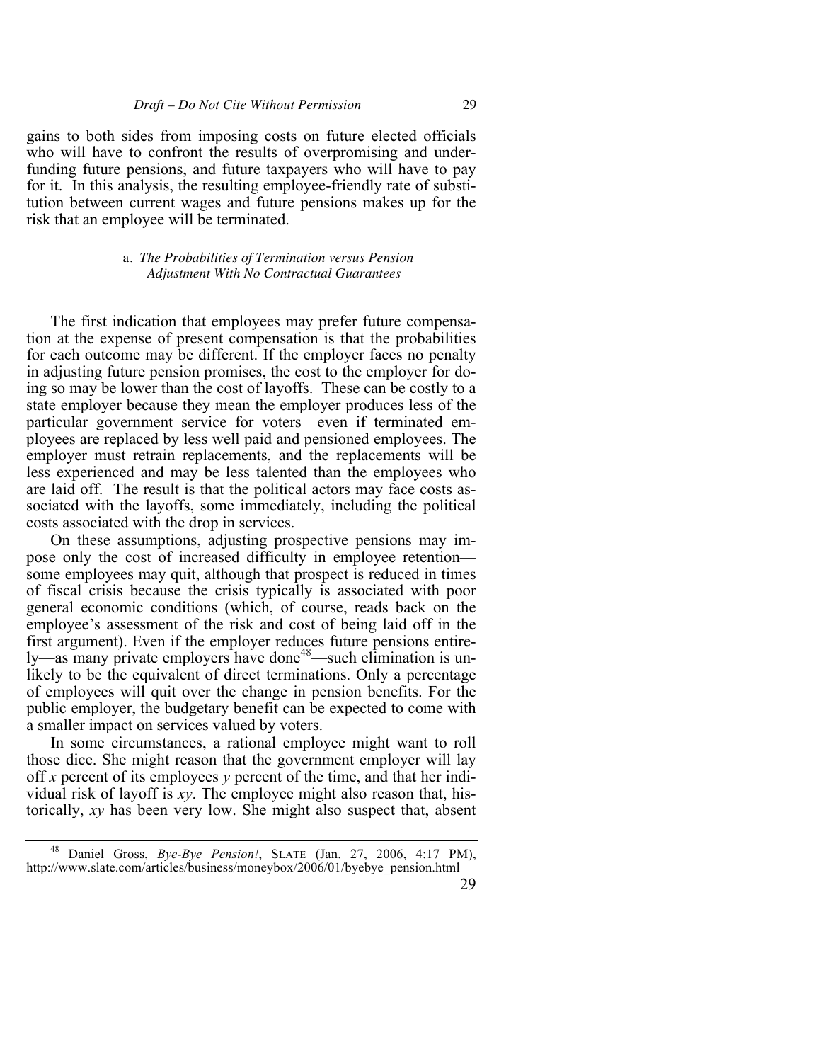gains to both sides from imposing costs on future elected officials who will have to confront the results of overpromising and underfunding future pensions, and future taxpayers who will have to pay for it. In this analysis, the resulting employee-friendly rate of substitution between current wages and future pensions makes up for the risk that an employee will be terminated.

##### a. *The Probabilities of Termination versus Pension Adjustment With No Contractual Guarantees*

The first indication that employees may prefer future compensation at the expense of present compensation is that the probabilities for each outcome may be different. If the employer faces no penalty in adjusting future pension promises, the cost to the employer for doing so may be lower than the cost of layoffs. These can be costly to a state employer because they mean the employer produces less of the particular government service for voters—even if terminated employees are replaced by less well paid and pensioned employees. The employer must retrain replacements, and the replacements will be less experienced and may be less talented than the employees who are laid off. The result is that the political actors may face costs associated with the layoffs, some immediately, including the political costs associated with the drop in services.

On these assumptions, adjusting prospective pensions may impose only the cost of increased difficulty in employee retention—some employees may quit, although that prospect is reduced in times of fiscal crisis because the crisis typically is associated with poor general economic conditions (which, of course, reads back on the employee's assessment of the risk and cost of being laid off in the first argument). Even if the employer reduces future pensions entirely—as many private employers have done[48]—such elimination is unlikely to be the equivalent of direct terminations. Only a percentage of employees will quit over the change in pension benefits. For the public employer, the budgetary benefit can be expected to come with a smaller impact on services valued by voters.

In some circumstances, a rational employee might want to roll those dice. She might reason that the government employer will lay off $x$ percent of its employees $y$ percent of the time, and that her individual risk of layoff is $xy$. The employee might also reason that, historically, $xy$ has been very low. She might also suspect that, absent

---

[48] Daniel Gross, *Bye-Bye Pension!*, SLATE (Jan. 27, 2006, 4:17 PM), http://www.slate.com/articles/business/moneybox/2006/01/byebye_pension.html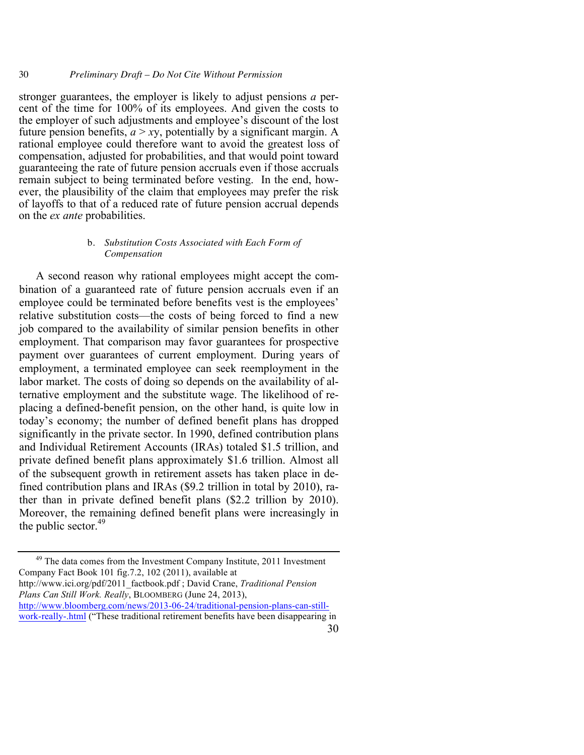stronger guarantees, the employer is likely to adjust pensions $a$ percent of the time for 100% of its employees. And given the costs to the employer of such adjustments and employee's discount of the lost future pension benefits, $a > xy$, potentially by a significant margin. A rational employee could therefore want to avoid the greatest loss of compensation, adjusted for probabilities, and that would point toward guaranteeing the rate of future pension accruals even if those accruals remain subject to being terminated before vesting. In the end, however, the plausibility of the claim that employees may prefer the risk of layoffs to that of a reduced rate of future pension accrual depends on the *ex ante* probabilities.

##### b. *Substitution Costs Associated with Each Form of Compensation*

A second reason why rational employees might accept the combination of a guaranteed rate of future pension accruals even if an employee could be terminated before benefits vest is the employees' relative substitution costs—the costs of being forced to find a new job compared to the availability of similar pension benefits in other employment. That comparison may favor guarantees for prospective payment over guarantees of current employment. During years of employment, a terminated employee can seek reemployment in the labor market. The costs of doing so depends on the availability of alternative employment and the substitute wage. The likelihood of replacing a defined-benefit pension, on the other hand, is quite low in today's economy; the number of defined benefit plans has dropped significantly in the private sector. In 1990, defined contribution plans and Individual Retirement Accounts (IRAs) totaled \$1.5 trillion, and private defined benefit plans approximately \$1.6 trillion. Almost all of the subsequent growth in retirement assets has taken place in defined contribution plans and IRAs (\$9.2 trillion in total by 2010), rather than in private defined benefit plans (\$2.2 trillion by 2010). Moreover, the remaining defined benefit plans were increasingly in the public sector.[49]

---

[49] The data comes from the Investment Company Institute, 2011 Investment Company Fact Book 101 fig.7.2, 102 (2011), available at http://www.ici.org/pdf/2011_factbook.pdf ; David Crane, *Traditional Pension Plans Can Still Work. Really*, BLOOMBERG (June 24, 2013), http://www.bloomberg.com/news/2013-06-24/traditional-pension-plans-can-still-work-really-.html ("These traditional retirement benefits have been disappearing in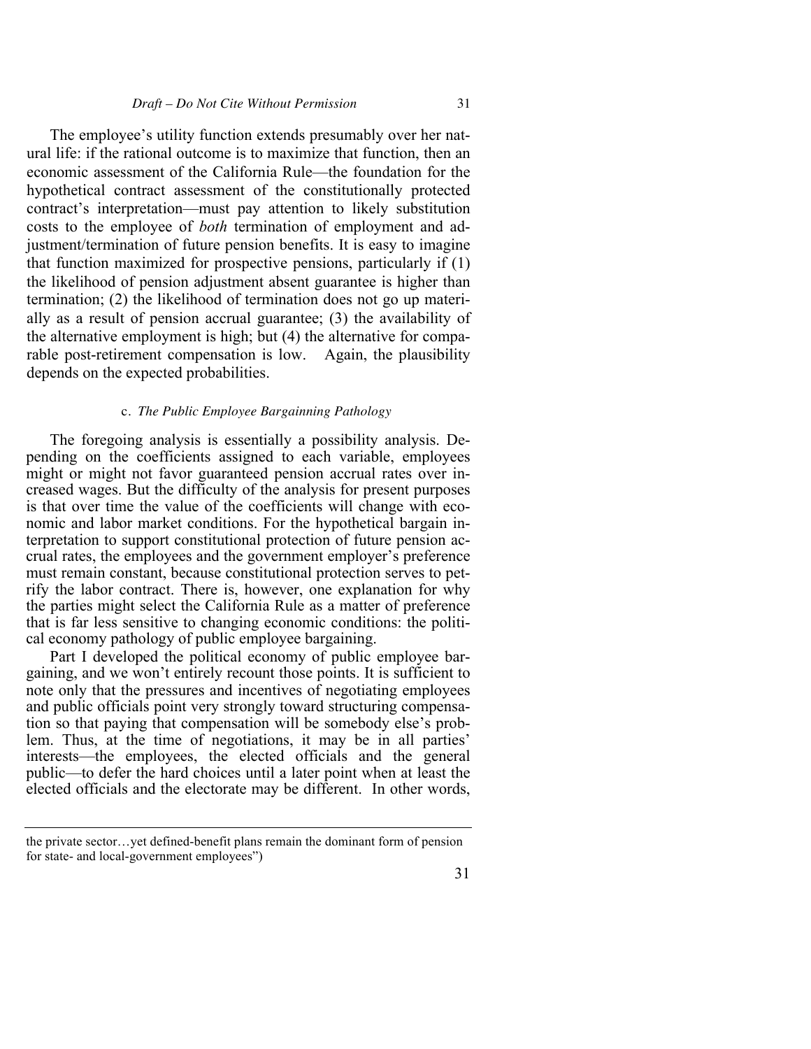The employee's utility function extends presumably over her natural life: if the rational outcome is to maximize that function, then an economic assessment of the California Rule—the foundation for the hypothetical contract assessment of the constitutionally protected contract's interpretation—must pay attention to likely substitution costs to the employee of *both* termination of employment and adjustment/termination of future pension benefits. It is easy to imagine that function maximized for prospective pensions, particularly if (1) the likelihood of pension adjustment absent guarantee is higher than termination; (2) the likelihood of termination does not go up materially as a result of pension accrual guarantee; (3) the availability of the alternative employment is high; but (4) the alternative for comparable post-retirement compensation is low. Again, the plausibility depends on the expected probabilities.

### c. *The Public Employee Bargainning Pathology*

The foregoing analysis is essentially a possibility analysis. Depending on the coefficients assigned to each variable, employees might or might not favor guaranteed pension accrual rates over increased wages. But the difficulty of the analysis for present purposes is that over time the value of the coefficients will change with economic and labor market conditions. For the hypothetical bargain interpretation to support constitutional protection of future pension accrual rates, the employees and the government employer's preference must remain constant, because constitutional protection serves to petrify the labor contract. There is, however, one explanation for why the parties might select the California Rule as a matter of preference that is far less sensitive to changing economic conditions: the political economy pathology of public employee bargaining.

Part I developed the political economy of public employee bargaining, and we won't entirely recount those points. It is sufficient to note only that the pressures and incentives of negotiating employees and public officials point very strongly toward structuring compensation so that paying that compensation will be somebody else's problem. Thus, at the time of negotiations, it may be in all parties' interests—the employees, the elected officials and the general public—to defer the hard choices until a later point when at least the elected officials and the electorate may be different. In other words,

---

the private sector…yet defined-benefit plans remain the dominant form of pension for state- and local-government employees")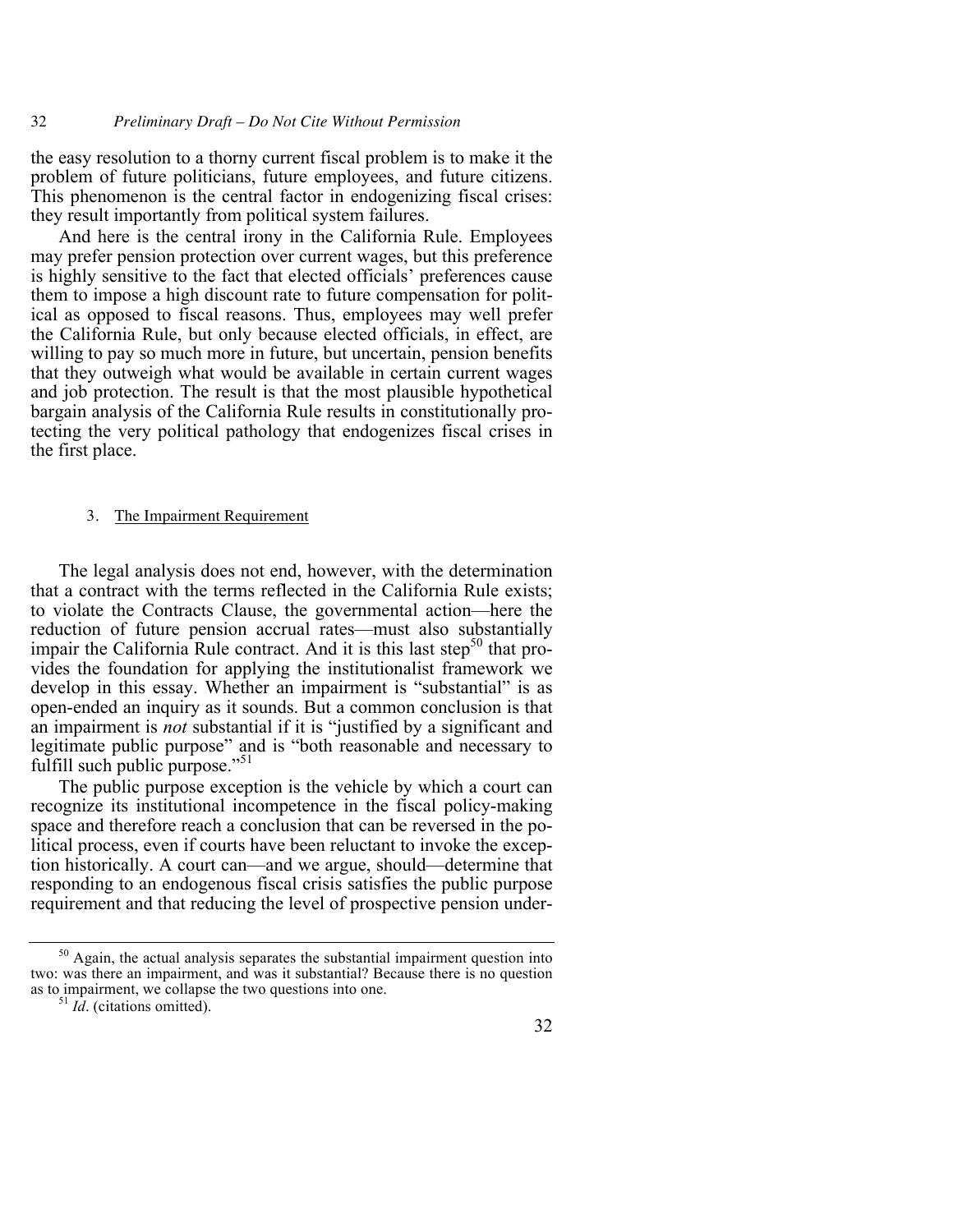the easy resolution to a thorny current fiscal problem is to make it the problem of future politicians, future employees, and future citizens. This phenomenon is the central factor in endogenizing fiscal crises: they result importantly from political system failures.

And here is the central irony in the California Rule. Employees may prefer pension protection over current wages, but this preference is highly sensitive to the fact that elected officials' preferences cause them to impose a high discount rate to future compensation for political as opposed to fiscal reasons. Thus, employees may well prefer the California Rule, but only because elected officials, in effect, are willing to pay so much more in future, but uncertain, pension benefits that they outweigh what would be available in certain current wages and job protection. The result is that the most plausible hypothetical bargain analysis of the California Rule results in constitutionally protecting the very political pathology that endogenizes fiscal crises in the first place.

### 3. The Impairment Requirement

The legal analysis does not end, however, with the determination that a contract with the terms reflected in the California Rule exists; to violate the Contracts Clause, the governmental action—here the reduction of future pension accrual rates—must also substantially impair the California Rule contract. And it is this last step[50] that provides the foundation for applying the institutionalist framework we develop in this essay. Whether an impairment is "substantial" is as open-ended an inquiry as it sounds. But a common conclusion is that an impairment is *not* substantial if it is "justified by a significant and legitimate public purpose" and is "both reasonable and necessary to fulfill such public purpose."[51]

The public purpose exception is the vehicle by which a court can recognize its institutional incompetence in the fiscal policy-making space and therefore reach a conclusion that can be reversed in the political process, even if courts have been reluctant to invoke the exception historically. A court can—and we argue, should—determine that responding to an endogenous fiscal crisis satisfies the public purpose requirement and that reducing the level of prospective pension under-

---

[50] Again, the actual analysis separates the substantial impairment question into two: was there an impairment, and was it substantial? Because there is no question as to impairment, we collapse the two questions into one.

[51] *Id*. (citations omitted).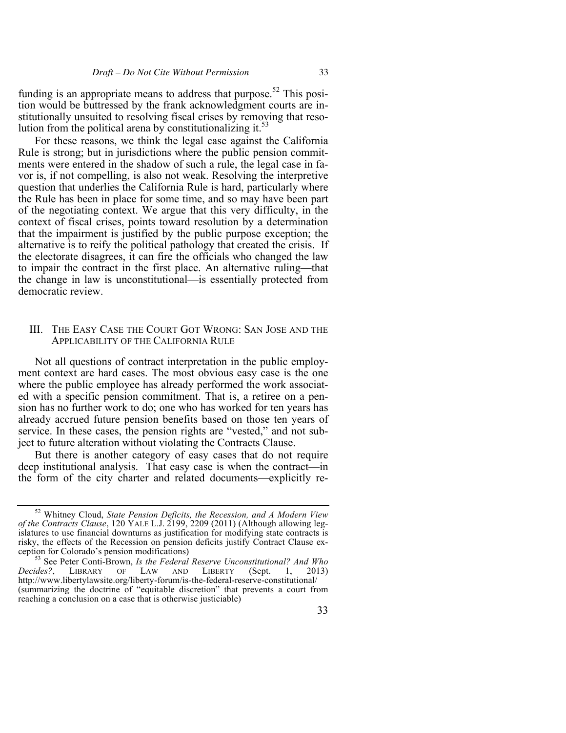funding is an appropriate means to address that purpose.[52] This position would be buttressed by the frank acknowledgment courts are institutionally unsuited to resolving fiscal crises by removing that resolution from the political arena by constitutionalizing it.[53]

For these reasons, we think the legal case against the California Rule is strong; but in jurisdictions where the public pension commitments were entered in the shadow of such a rule, the legal case in favor is, if not compelling, is also not weak. Resolving the interpretive question that underlies the California Rule is hard, particularly where the Rule has been in place for some time, and so may have been part of the negotiating context. We argue that this very difficulty, in the context of fiscal crises, points toward resolution by a determination that the impairment is justified by the public purpose exception; the alternative is to reify the political pathology that created the crisis. If the electorate disagrees, it can fire the officials who changed the law to impair the contract in the first place. An alternative ruling—that the change in law is unconstitutional—is essentially protected from democratic review.

## III. The Easy Case the Court Got Wrong: San Jose and the Applicability of the California Rule

Not all questions of contract interpretation in the public employment context are hard cases. The most obvious easy case is the one where the public employee has already performed the work associated with a specific pension commitment. That is, a retiree on a pension has no further work to do; one who has worked for ten years has already accrued future pension benefits based on those ten years of service. In these cases, the pension rights are "vested," and not subject to future alteration without violating the Contracts Clause.

But there is another category of easy cases that do not require deep institutional analysis. That easy case is when the contract—in the form of the city charter and related documents—explicitly re-

---

[52] Whitney Cloud, *State Pension Deficits, the Recession, and A Modern View of the Contracts Clause*, 120 Yale L.J. 2199, 2209 (2011) (Although allowing legislatures to use financial downturns as justification for modifying state contracts is risky, the effects of the Recession on pension deficits justify Contract Clause exception for Colorado's pension modifications)

[53] See Peter Conti-Brown, *Is the Federal Reserve Unconstitutional? And Who Decides?*, Library of Law and Liberty (Sept. 1, 2013) http://www.libertylawsite.org/liberty-forum/is-the-federal-reserve-constitutional/ (summarizing the doctrine of "equitable discretion" that prevents a court from reaching a conclusion on a case that is otherwise justiciable)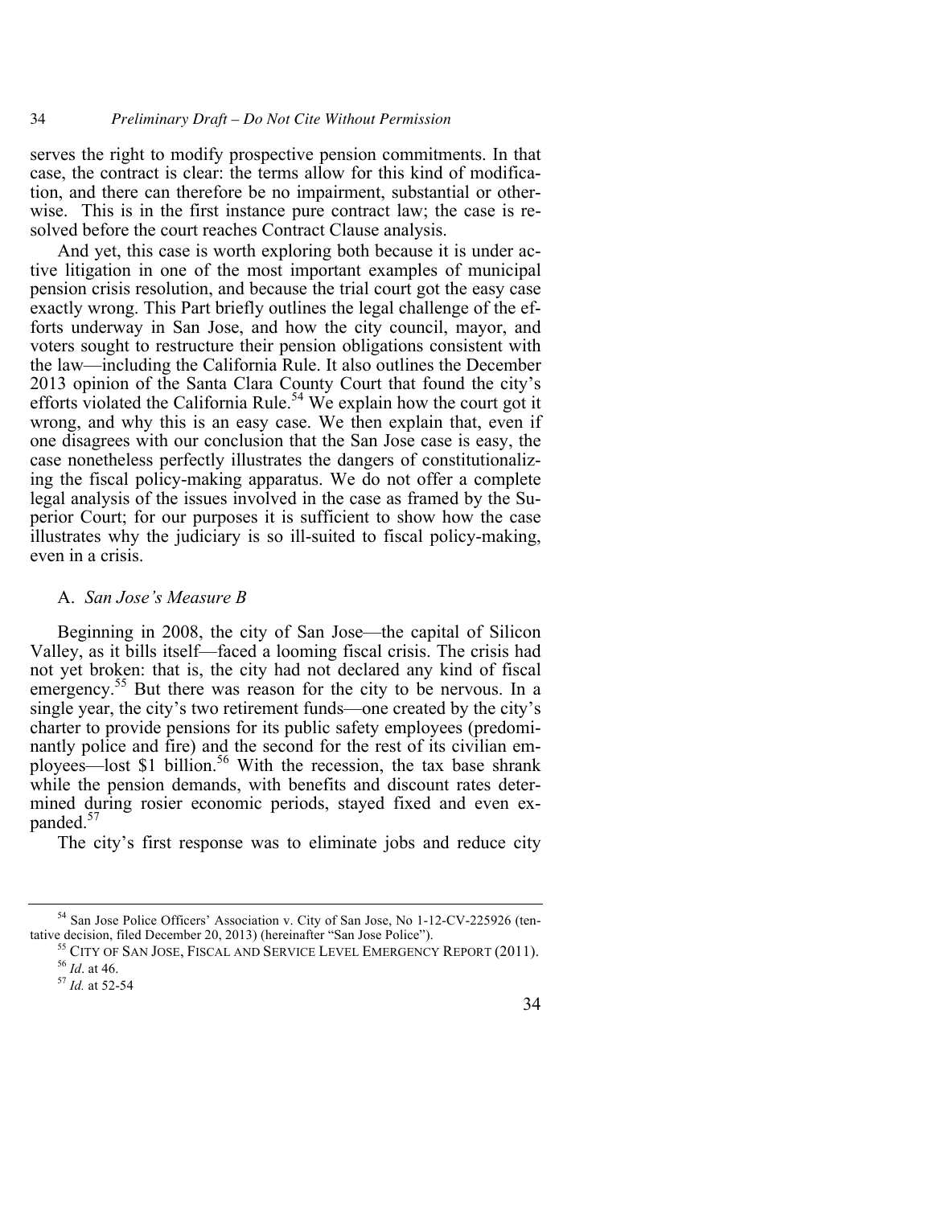serves the right to modify prospective pension commitments. In that case, the contract is clear: the terms allow for this kind of modification, and there can therefore be no impairment, substantial or otherwise. This is in the first instance pure contract law; the case is resolved before the court reaches Contract Clause analysis.

And yet, this case is worth exploring both because it is under active litigation in one of the most important examples of municipal pension crisis resolution, and because the trial court got the easy case exactly wrong. This Part briefly outlines the legal challenge of the efforts underway in San Jose, and how the city council, mayor, and voters sought to restructure their pension obligations consistent with the law—including the California Rule. It also outlines the December 2013 opinion of the Santa Clara County Court that found the city's efforts violated the California Rule.[54] We explain how the court got it wrong, and why this is an easy case. We then explain that, even if one disagrees with our conclusion that the San Jose case is easy, the case nonetheless perfectly illustrates the dangers of constitutionalizing the fiscal policy-making apparatus. We do not offer a complete legal analysis of the issues involved in the case as framed by the Superior Court; for our purposes it is sufficient to show how the case illustrates why the judiciary is so ill-suited to fiscal policy-making, even in a crisis.

## A. *San Jose's Measure B*

Beginning in 2008, the city of San Jose—the capital of Silicon Valley, as it bills itself—faced a looming fiscal crisis. The crisis had not yet broken: that is, the city had not declared any kind of fiscal emergency.[55] But there was reason for the city to be nervous. In a single year, the city's two retirement funds—one created by the city's charter to provide pensions for its public safety employees (predominantly police and fire) and the second for the rest of its civilian employees—lost $1 billion.[56] With the recession, the tax base shrank while the pension demands, with benefits and discount rates determined during rosier economic periods, stayed fixed and even expanded.[57]

The city's first response was to eliminate jobs and reduce city

---

[54] San Jose Police Officers' Association v. City of San Jose, No 1-12-CV-225926 (tentative decision, filed December 20, 2013) (hereinafter "San Jose Police").

[55] CITY OF SAN JOSE, FISCAL AND SERVICE LEVEL EMERGENCY REPORT (2011).

[56] *Id*. at 46.

[57] *Id.* at 52-54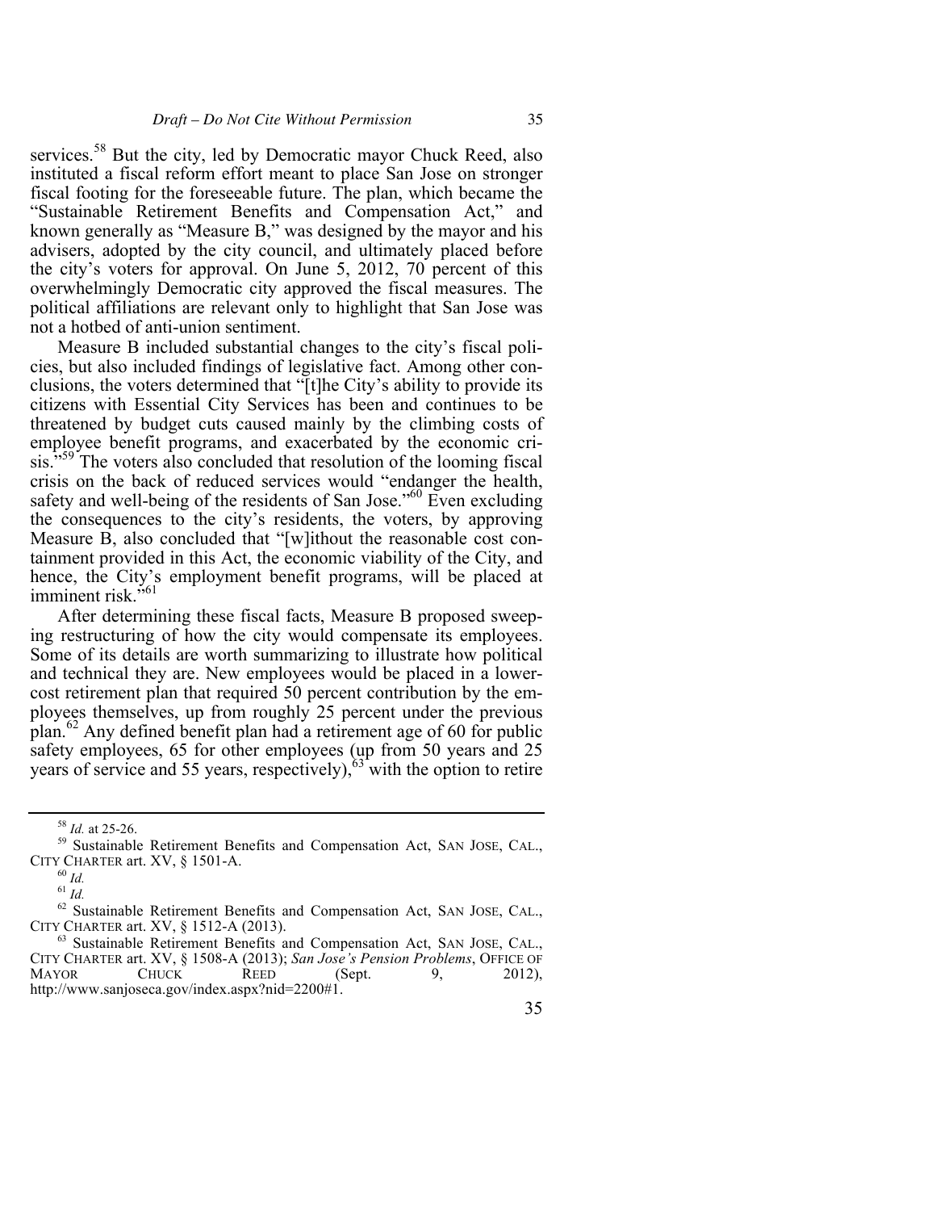services.[58] But the city, led by Democratic mayor Chuck Reed, also instituted a fiscal reform effort meant to place San Jose on stronger fiscal footing for the foreseeable future. The plan, which became the "Sustainable Retirement Benefits and Compensation Act," and known generally as "Measure B," was designed by the mayor and his advisers, adopted by the city council, and ultimately placed before the city's voters for approval. On June 5, 2012, 70 percent of this overwhelmingly Democratic city approved the fiscal measures. The political affiliations are relevant only to highlight that San Jose was not a hotbed of anti-union sentiment.

Measure B included substantial changes to the city's fiscal policies, but also included findings of legislative fact. Among other conclusions, the voters determined that "[t]he City's ability to provide its citizens with Essential City Services has been and continues to be threatened by budget cuts caused mainly by the climbing costs of employee benefit programs, and exacerbated by the economic crisis."[59] The voters also concluded that resolution of the looming fiscal crisis on the back of reduced services would "endanger the health, safety and well-being of the residents of San Jose."[60] Even excluding the consequences to the city's residents, the voters, by approving Measure B, also concluded that "[w]ithout the reasonable cost containment provided in this Act, the economic viability of the City, and hence, the City's employment benefit programs, will be placed at imminent risk."[61]

After determining these fiscal facts, Measure B proposed sweeping restructuring of how the city would compensate its employees. Some of its details are worth summarizing to illustrate how political and technical they are. New employees would be placed in a lower-cost retirement plan that required 50 percent contribution by the employees themselves, up from roughly 25 percent under the previous plan.[62] Any defined benefit plan had a retirement age of 60 for public safety employees, 65 for other employees (up from 50 years and 25 years of service and 55 years, respectively),[63] with the option to retire

---

[58] *Id.* at 25-26.

[59] Sustainable Retirement Benefits and Compensation Act, SAN JOSE, CAL., CITY CHARTER art. XV, § 1501-A.

[60] *Id.*

[61] *Id.*

[62] Sustainable Retirement Benefits and Compensation Act, SAN JOSE, CAL., CITY CHARTER art. XV, § 1512-A (2013).

[63] Sustainable Retirement Benefits and Compensation Act, SAN JOSE, CAL., CITY CHARTER art. XV, § 1508-A (2013); *San Jose's Pension Problems*, OFFICE OF MAYOR CHUCK REED (Sept. 9, 2012), http://www.sanjoseca.gov/index.aspx?nid=2200#1.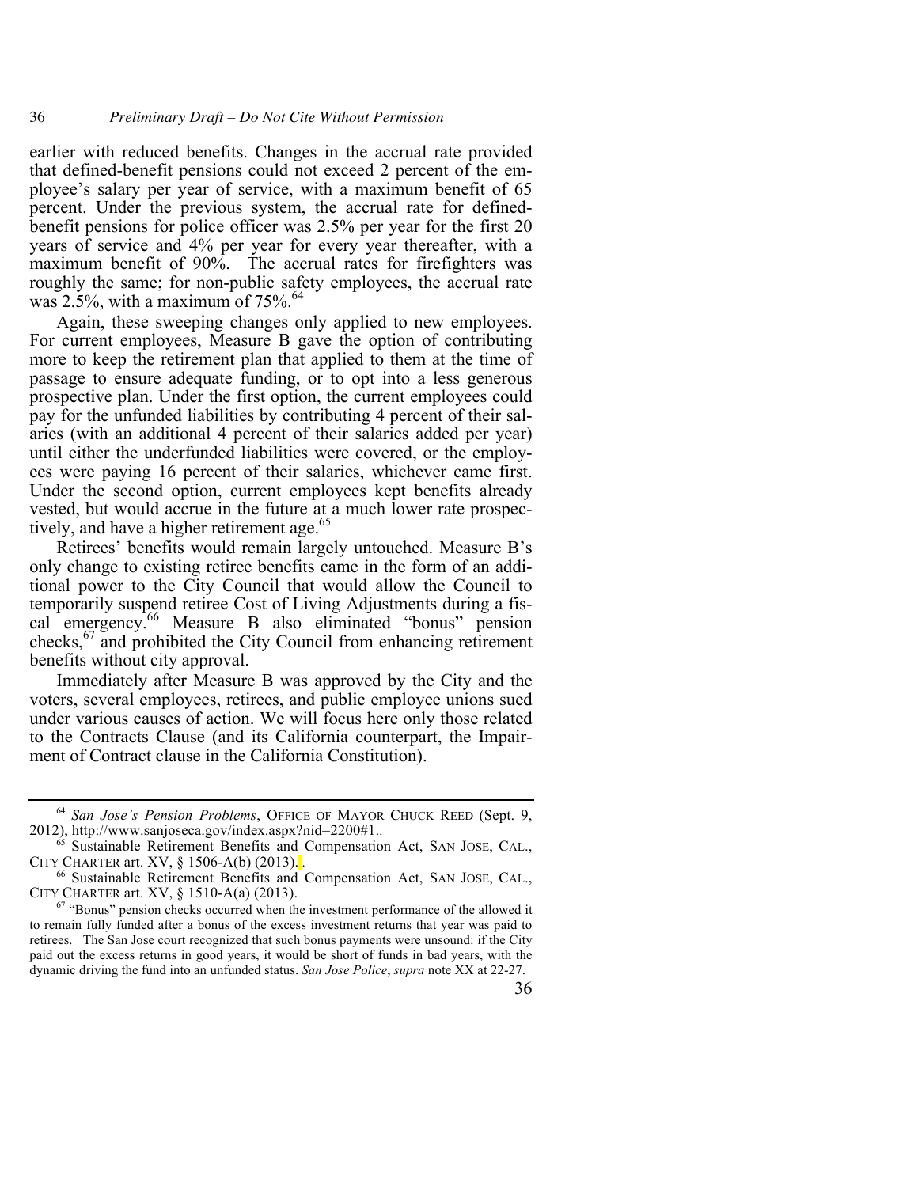earlier with reduced benefits. Changes in the accrual rate provided that defined-benefit pensions could not exceed 2 percent of the employee's salary per year of service, with a maximum benefit of 65 percent. Under the previous system, the accrual rate for defined-benefit pensions for police officer was 2.5% per year for the first 20 years of service and 4% per year for every year thereafter, with a maximum benefit of 90%. The accrual rates for firefighters was roughly the same; for non-public safety employees, the accrual rate was 2.5%, with a maximum of 75%.[64]

Again, these sweeping changes only applied to new employees. For current employees, Measure B gave the option of contributing more to keep the retirement plan that applied to them at the time of passage to ensure adequate funding, or to opt into a less generous prospective plan. Under the first option, the current employees could pay for the unfunded liabilities by contributing 4 percent of their salaries (with an additional 4 percent of their salaries added per year) until either the underfunded liabilities were covered, or the employees were paying 16 percent of their salaries, whichever came first. Under the second option, current employees kept benefits already vested, but would accrue in the future at a much lower rate prospectively, and have a higher retirement age.[65]

Retirees' benefits would remain largely untouched. Measure B's only change to existing retiree benefits came in the form of an additional power to the City Council that would allow the Council to temporarily suspend retiree Cost of Living Adjustments during a fiscal emergency.[66] Measure B also eliminated "bonus" pension checks,[67] and prohibited the City Council from enhancing retirement benefits without city approval.

Immediately after Measure B was approved by the City and the voters, several employees, retirees, and public employee unions sued under various causes of action. We will focus here only those related to the Contracts Clause (and its California counterpart, the Impairment of Contract clause in the California Constitution).

---

[64] *San Jose's Pension Problems*, OFFICE OF MAYOR CHUCK REED (Sept. 9, 2012), http://www.sanjoseca.gov/index.aspx?nid=2200#1..

[65] Sustainable Retirement Benefits and Compensation Act, SAN JOSE, CAL., CITY CHARTER art. XV, § 1506-A(b) (2013)..

[66] Sustainable Retirement Benefits and Compensation Act, SAN JOSE, CAL., CITY CHARTER art. XV, § 1510-A(a) (2013).

[67] "Bonus" pension checks occurred when the investment performance of the allowed it to remain fully funded after a bonus of the excess investment returns that year was paid to retirees. The San Jose court recognized that such bonus payments were unsound: if the City paid out the excess returns in good years, it would be short of funds in bad years, with the dynamic driving the fund into an unfunded status. *San Jose Police*, *supra* note XX at 22-27.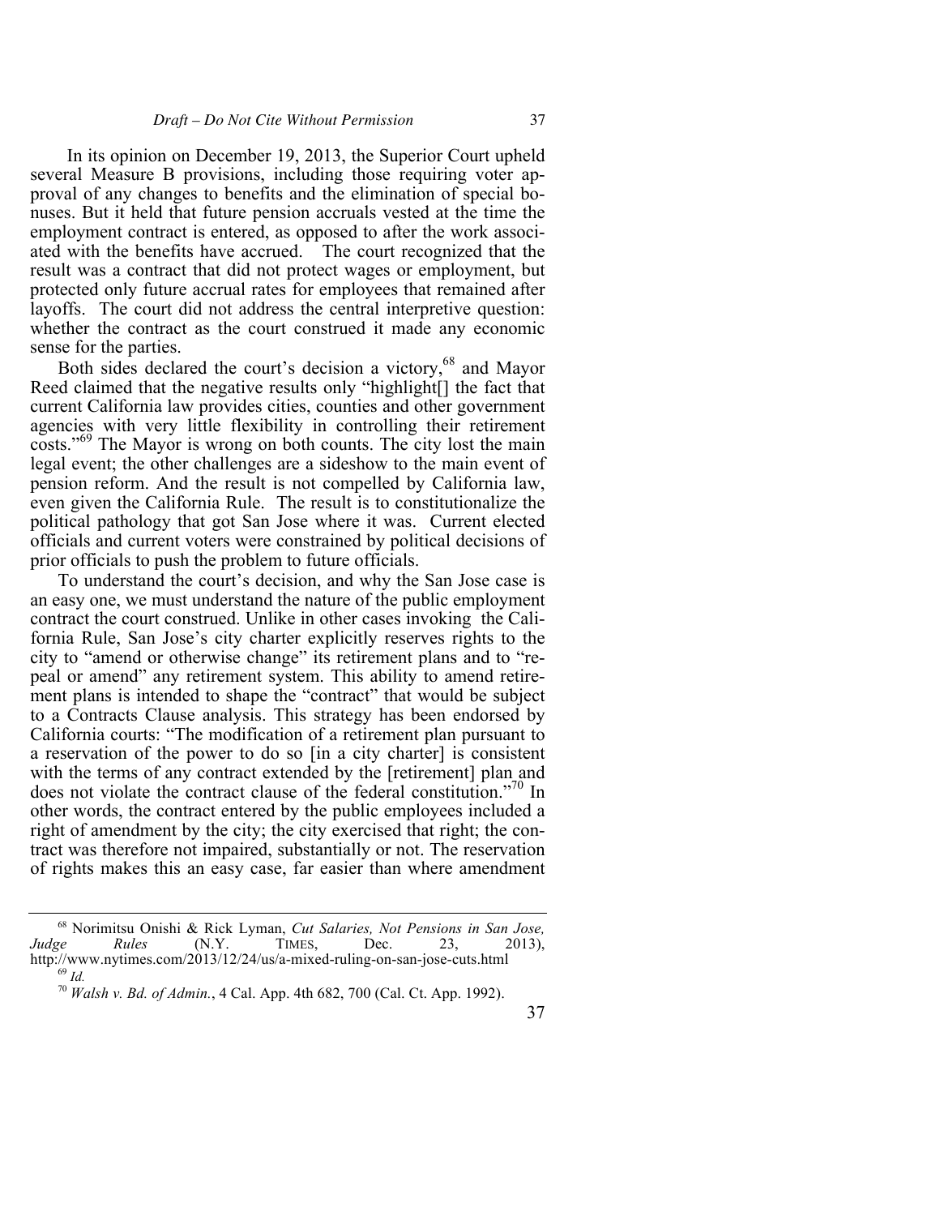In its opinion on December 19, 2013, the Superior Court upheld several Measure B provisions, including those requiring voter approval of any changes to benefits and the elimination of special bonuses. But it held that future pension accruals vested at the time the employment contract is entered, as opposed to after the work associated with the benefits have accrued. The court recognized that the result was a contract that did not protect wages or employment, but protected only future accrual rates for employees that remained after layoffs. The court did not address the central interpretive question: whether the contract as the court construed it made any economic sense for the parties.

Both sides declared the court's decision a victory,[68] and Mayor Reed claimed that the negative results only "highlight[] the fact that current California law provides cities, counties and other government agencies with very little flexibility in controlling their retirement costs."[69] The Mayor is wrong on both counts. The city lost the main legal event; the other challenges are a sideshow to the main event of pension reform. And the result is not compelled by California law, even given the California Rule. The result is to constitutionalize the political pathology that got San Jose where it was. Current elected officials and current voters were constrained by political decisions of prior officials to push the problem to future officials.

To understand the court's decision, and why the San Jose case is an easy one, we must understand the nature of the public employment contract the court construed. Unlike in other cases invoking the California Rule, San Jose's city charter explicitly reserves rights to the city to "amend or otherwise change" its retirement plans and to "repeal or amend" any retirement system. This ability to amend retirement plans is intended to shape the "contract" that would be subject to a Contracts Clause analysis. This strategy has been endorsed by California courts: "The modification of a retirement plan pursuant to a reservation of the power to do so [in a city charter] is consistent with the terms of any contract extended by the [retirement] plan and does not violate the contract clause of the federal constitution."[70] In other words, the contract entered by the public employees included a right of amendment by the city; the city exercised that right; the contract was therefore not impaired, substantially or not. The reservation of rights makes this an easy case, far easier than where amendment

---

[68] Norimitsu Onishi & Rick Lyman, *Cut Salaries, Not Pensions in San Jose, Judge Rules* (N.Y. TIMES, Dec. 23, 2013), http://www.nytimes.com/2013/12/24/us/a-mixed-ruling-on-san-jose-cuts.html

[69] *Id.*

[70] *Walsh v. Bd. of Admin.*, 4 Cal. App. 4th 682, 700 (Cal. Ct. App. 1992).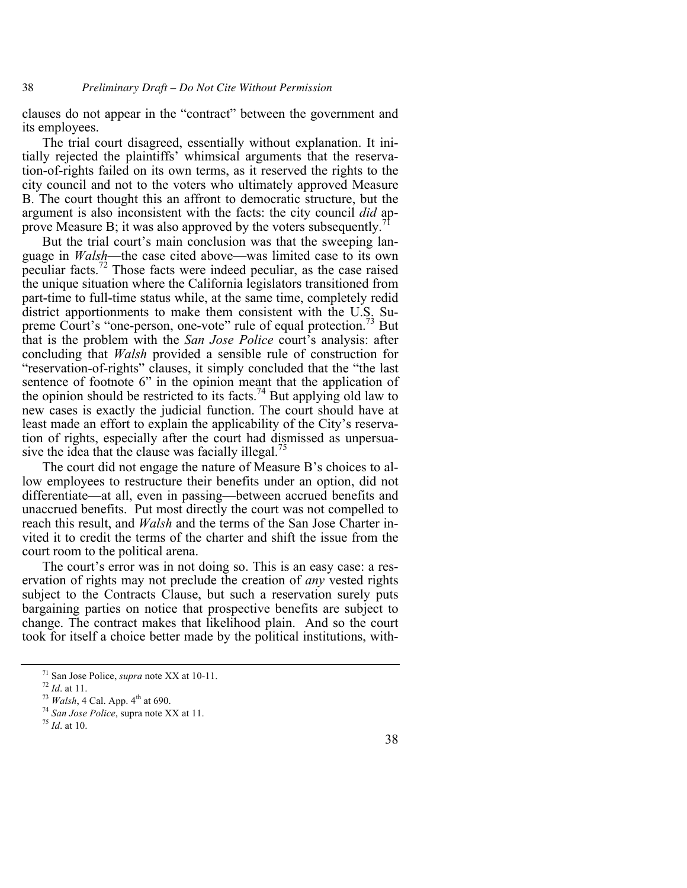clauses do not appear in the "contract" between the government and its employees.

The trial court disagreed, essentially without explanation. It initially rejected the plaintiffs' whimsical arguments that the reservation-of-rights failed on its own terms, as it reserved the rights to the city council and not to the voters who ultimately approved Measure B. The court thought this an affront to democratic structure, but the argument is also inconsistent with the facts: the city council *did* approve Measure B; it was also approved by the voters subsequently.[71]

But the trial court's main conclusion was that the sweeping language in *Walsh*—the case cited above—was limited case to its own peculiar facts.[72] Those facts were indeed peculiar, as the case raised the unique situation where the California legislators transitioned from part-time to full-time status while, at the same time, completely redid district apportionments to make them consistent with the U.S. Supreme Court's "one-person, one-vote" rule of equal protection.[73] But that is the problem with the *San Jose Police* court's analysis: after concluding that *Walsh* provided a sensible rule of construction for "reservation-of-rights" clauses, it simply concluded that the "the last sentence of footnote 6" in the opinion meant that the application of the opinion should be restricted to its facts.[74] But applying old law to new cases is exactly the judicial function. The court should have at least made an effort to explain the applicability of the City's reservation of rights, especially after the court had dismissed as unpersuasive the idea that the clause was facially illegal.[75]

The court did not engage the nature of Measure B's choices to allow employees to restructure their benefits under an option, did not differentiate—at all, even in passing—between accrued benefits and unaccrued benefits. Put most directly the court was not compelled to reach this result, and *Walsh* and the terms of the San Jose Charter invited it to credit the terms of the charter and shift the issue from the court room to the political arena.

The court's error was in not doing so. This is an easy case: a reservation of rights may not preclude the creation of *any* vested rights subject to the Contracts Clause, but such a reservation surely puts bargaining parties on notice that prospective benefits are subject to change. The contract makes that likelihood plain. And so the court took for itself a choice better made by the political institutions, with-

---

[71] San Jose Police, *supra* note XX at 10-11.

[72] *Id*. at 11.

[73] *Walsh*, 4 Cal. App. 4th at 690.

[74] *San Jose Police*, supra note XX at 11.

[75] *Id*. at 10.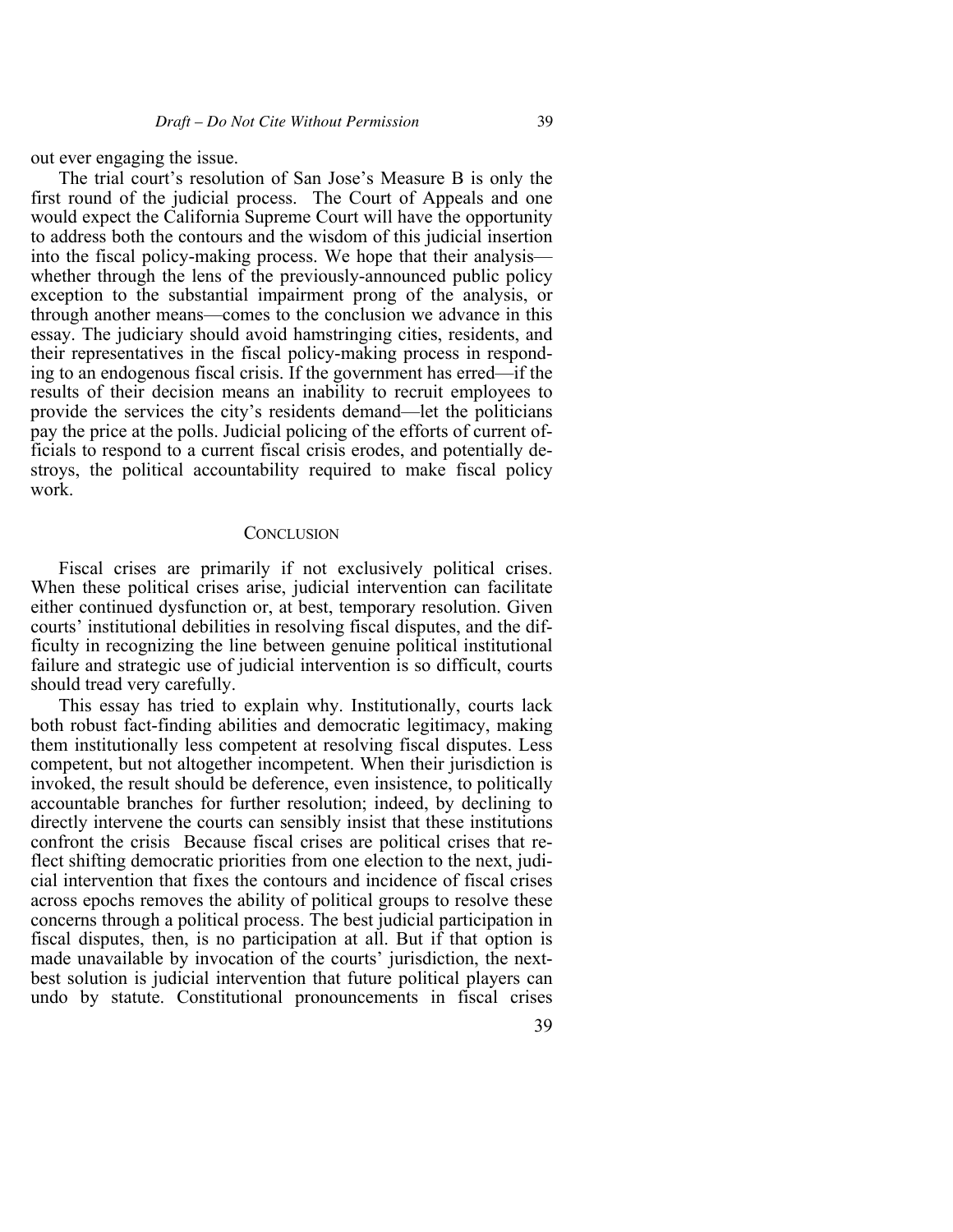out ever engaging the issue.

The trial court's resolution of San Jose's Measure B is only the first round of the judicial process. The Court of Appeals and one would expect the California Supreme Court will have the opportunity to address both the contours and the wisdom of this judicial insertion into the fiscal policy-making process. We hope that their analysis—whether through the lens of the previously-announced public policy exception to the substantial impairment prong of the analysis, or through another means—comes to the conclusion we advance in this essay. The judiciary should avoid hamstringing cities, residents, and their representatives in the fiscal policy-making process in responding to an endogenous fiscal crisis. If the government has erred—if the results of their decision means an inability to recruit employees to provide the services the city's residents demand—let the politicians pay the price at the polls. Judicial policing of the efforts of current officials to respond to a current fiscal crisis erodes, and potentially destroys, the political accountability required to make fiscal policy work.

## CONCLUSION

Fiscal crises are primarily if not exclusively political crises. When these political crises arise, judicial intervention can facilitate either continued dysfunction or, at best, temporary resolution. Given courts' institutional debilities in resolving fiscal disputes, and the difficulty in recognizing the line between genuine political institutional failure and strategic use of judicial intervention is so difficult, courts should tread very carefully.

This essay has tried to explain why. Institutionally, courts lack both robust fact-finding abilities and democratic legitimacy, making them institutionally less competent at resolving fiscal disputes. Less competent, but not altogether incompetent. When their jurisdiction is invoked, the result should be deference, even insistence, to politically accountable branches for further resolution; indeed, by declining to directly intervene the courts can sensibly insist that these institutions confront the crisis Because fiscal crises are political crises that reflect shifting democratic priorities from one election to the next, judicial intervention that fixes the contours and incidence of fiscal crises across epochs removes the ability of political groups to resolve these concerns through a political process. The best judicial participation in fiscal disputes, then, is no participation at all. But if that option is made unavailable by invocation of the courts' jurisdiction, the next-best solution is judicial intervention that future political players can undo by statute. Constitutional pronouncements in fiscal crises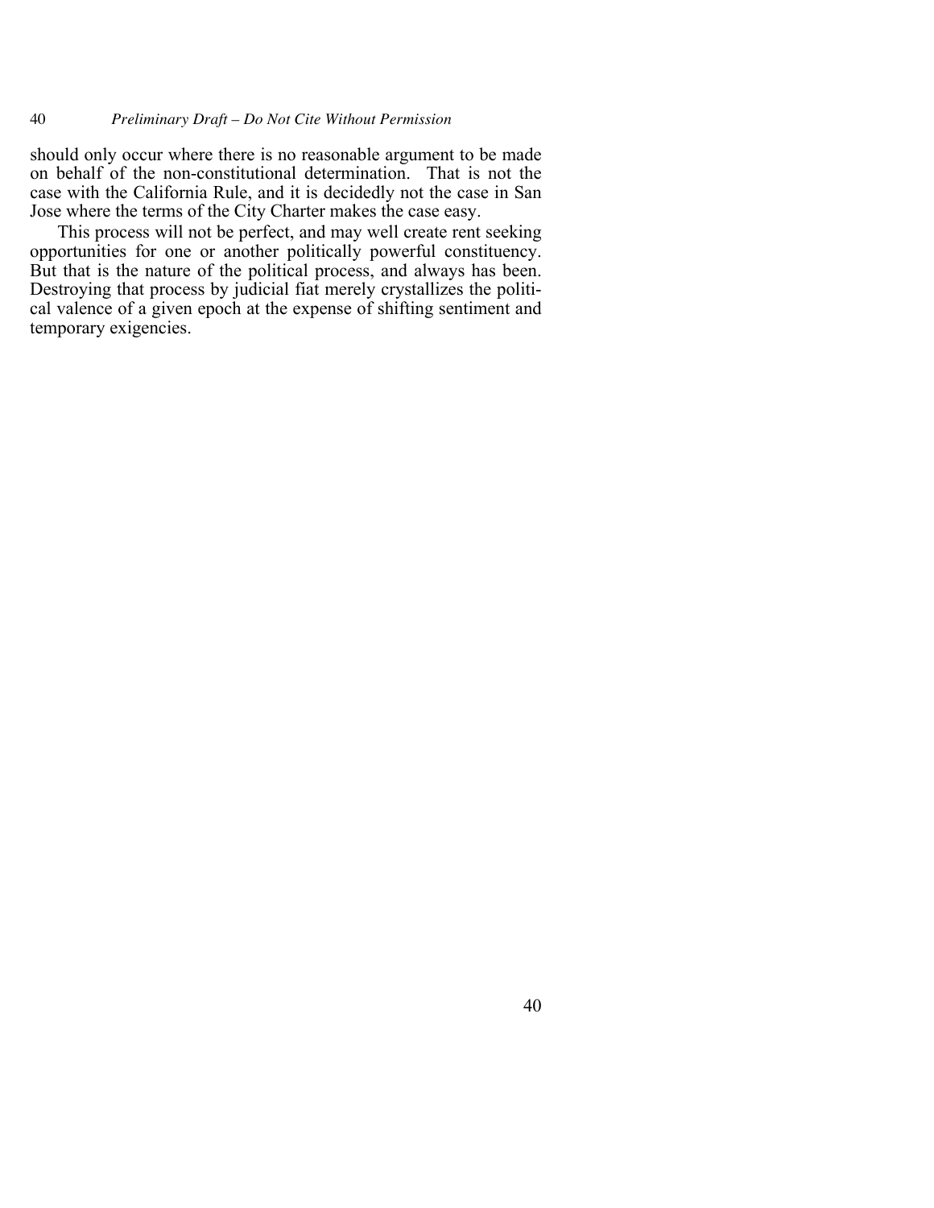should only occur where there is no reasonable argument to be made on behalf of the non-constitutional determination. That is not the case with the California Rule, and it is decidedly not the case in San Jose where the terms of the City Charter makes the case easy.

This process will not be perfect, and may well create rent seeking opportunities for one or another politically powerful constituency. But that is the nature of the political process, and always has been. Destroying that process by judicial fiat merely crystallizes the political valence of a given epoch at the expense of shifting sentiment and temporary exigencies.